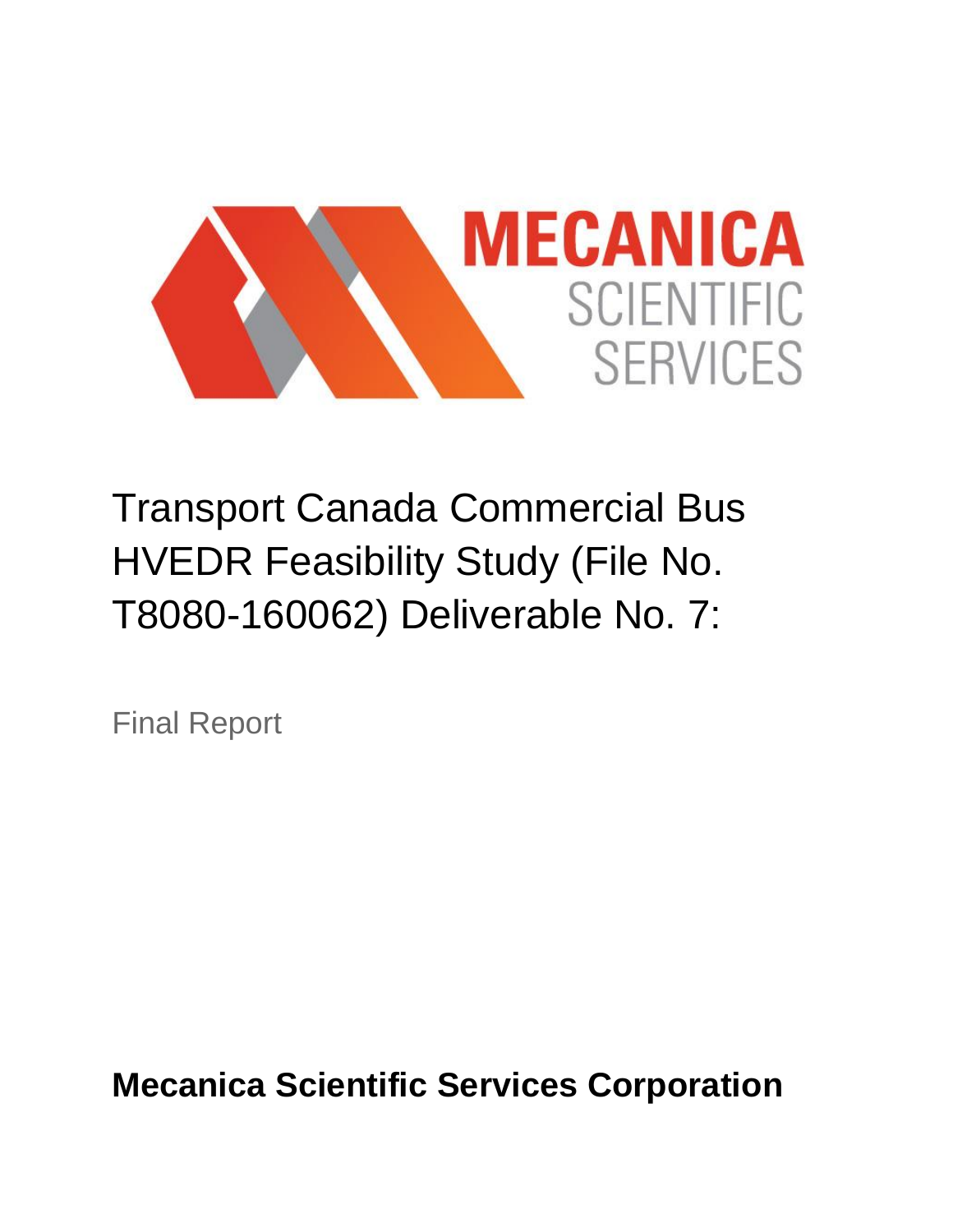MECANICA
SCIENTIFIC
SERVICES

# Transport Canada Commercial Bus HVEDR Feasibility Study (File No. T8080-160062) Deliverable No. 7:

Final Report

**Mecanica Scientific Services Corporation**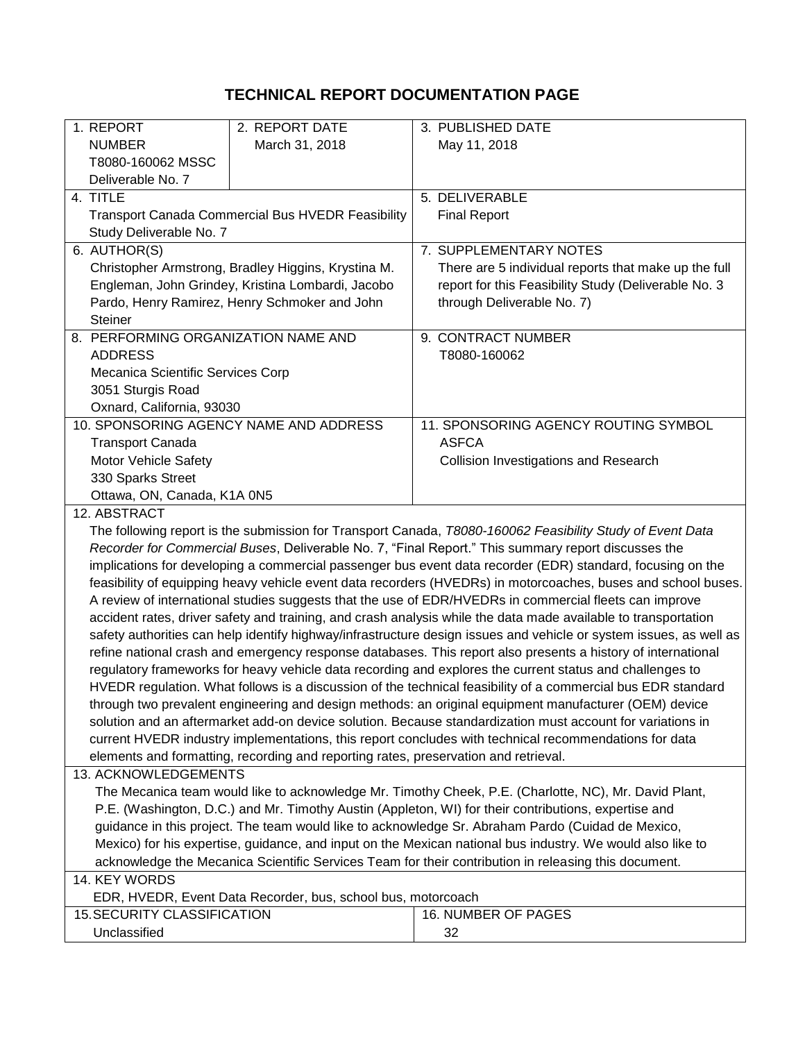# TECHNICAL REPORT DOCUMENTATION PAGE

| 1. REPORT NUMBER<br>T8080-160062 MSSC Deliverable No. 7 | 2. REPORT DATE<br>March 31, 2018 | 3. PUBLISHED DATE<br>May 11, 2018 |
|---|---|---|
| 4. TITLE<br>Transport Canada Commercial Bus HVEDR Feasibility Study Deliverable No. 7 | | 5. DELIVERABLE<br>Final Report |
| 6. AUTHOR(S)<br>Christopher Armstrong, Bradley Higgins, Krystina M. Engleman, John Grindey, Kristina Lombardi, Jacobo Pardo, Henry Ramirez, Henry Schmoker and John Steiner | | 7. SUPPLEMENTARY NOTES<br>There are 5 individual reports that make up the full report for this Feasibility Study (Deliverable No. 3 through Deliverable No. 7) |
| 8. PERFORMING ORGANIZATION NAME AND ADDRESS<br>Mecanica Scientific Services Corp<br>3051 Sturgis Road<br>Oxnard, California, 93030 | | 9. CONTRACT NUMBER<br>T8080-160062 |
| 10. SPONSORING AGENCY NAME AND ADDRESS<br>Transport Canada<br>Motor Vehicle Safety<br>330 Sparks Street<br>Ottawa, ON, Canada, K1A 0N5 | | 11. SPONSORING AGENCY ROUTING SYMBOL<br>ASFCA<br>Collision Investigations and Research |

**12. ABSTRACT**

The following report is the submission for Transport Canada, *T8080-160062 Feasibility Study of Event Data Recorder for Commercial Buses*, Deliverable No. 7, "Final Report." This summary report discusses the implications for developing a commercial passenger bus event data recorder (EDR) standard, focusing on the feasibility of equipping heavy vehicle event data recorders (HVEDRs) in motorcoaches, buses and school buses. A review of international studies suggests that the use of EDR/HVEDRs in commercial fleets can improve accident rates, driver safety and training, and crash analysis while the data made available to transportation safety authorities can help identify highway/infrastructure design issues and vehicle or system issues, as well as refine national crash and emergency response databases. This report also presents a history of international regulatory frameworks for heavy vehicle data recording and explores the current status and challenges to HVEDR regulation. What follows is a discussion of the technical feasibility of a commercial bus EDR standard through two prevalent engineering and design methods: an original equipment manufacturer (OEM) device solution and an aftermarket add-on device solution. Because standardization must account for variations in current HVEDR industry implementations, this report concludes with technical recommendations for data elements and formatting, recording and reporting rates, preservation and retrieval.

**13. ACKNOWLEDGEMENTS**

The Mecanica team would like to acknowledge Mr. Timothy Cheek, P.E. (Charlotte, NC), Mr. David Plant, P.E. (Washington, D.C.) and Mr. Timothy Austin (Appleton, WI) for their contributions, expertise and guidance in this project. The team would like to acknowledge Sr. Abraham Pardo (Cuidad de Mexico, Mexico) for his expertise, guidance, and input on the Mexican national bus industry. We would also like to acknowledge the Mecanica Scientific Services Team for their contribution in releasing this document.

**14. KEY WORDS**

EDR, HVEDR, Event Data Recorder, bus, school bus, motorcoach

| 15. SECURITY CLASSIFICATION | 16. NUMBER OF PAGES |
|---|---|
| Unclassified | 32 |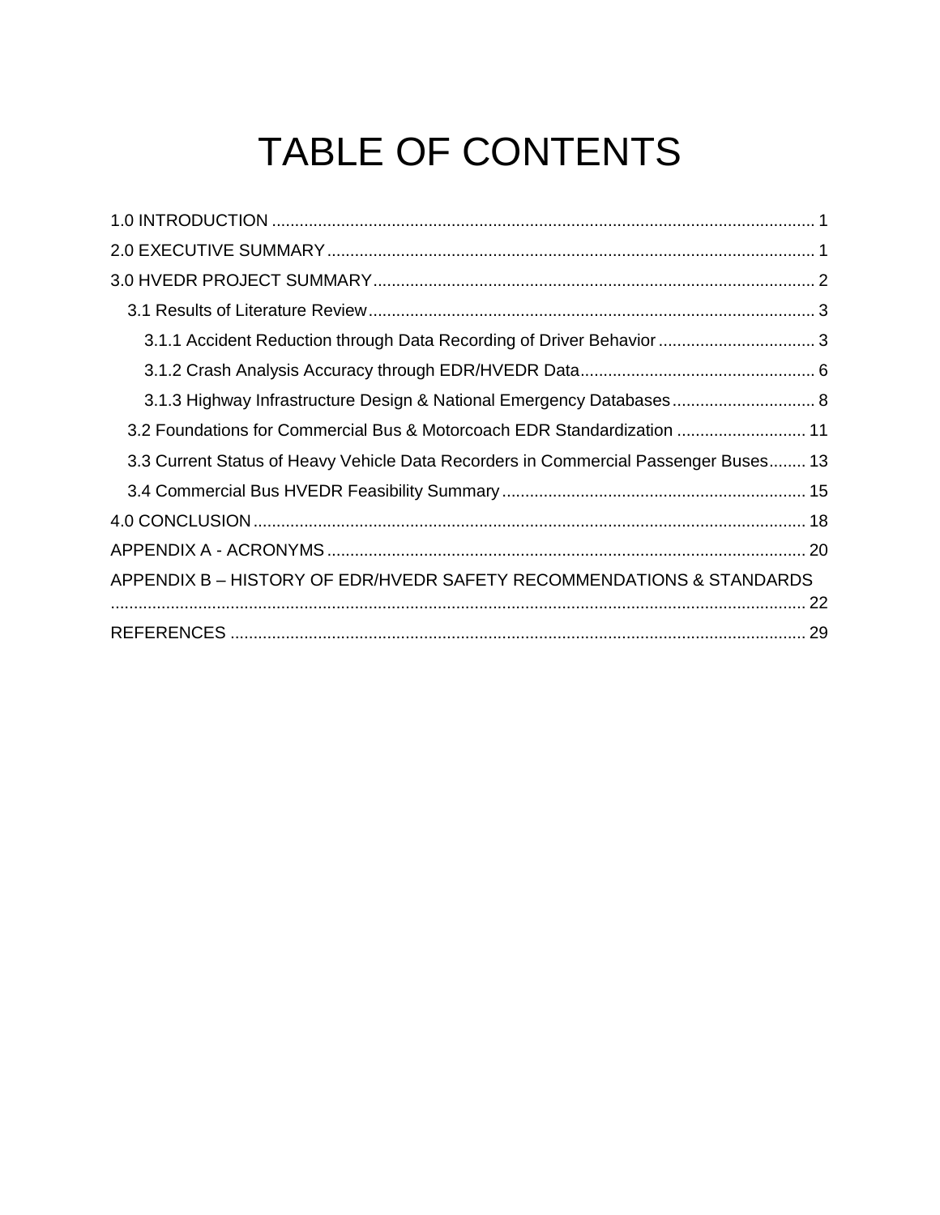# TABLE OF CONTENTS

1.0 INTRODUCTION ..................................................................................................................... 1

2.0 EXECUTIVE SUMMARY ......................................................................................................... 1

3.0 HVEDR PROJECT SUMMARY ............................................................................................... 2

- 3.1 Results of Literature Review ................................................................................................ 3
  - 3.1.1 Accident Reduction through Data Recording of Driver Behavior .................................. 3
  - 3.1.2 Crash Analysis Accuracy through EDR/HVEDR Data .................................................. 6
  - 3.1.3 Highway Infrastructure Design & National Emergency Databases ............................... 8
- 3.2 Foundations for Commercial Bus & Motorcoach EDR Standardization ............................ 11
- 3.3 Current Status of Heavy Vehicle Data Recorders in Commercial Passenger Buses ........ 13
- 3.4 Commercial Bus HVEDR Feasibility Summary ................................................................. 15

4.0 CONCLUSION ....................................................................................................................... 18

APPENDIX A - ACRONYMS ....................................................................................................... 20

APPENDIX B – HISTORY OF EDR/HVEDR SAFETY RECOMMENDATIONS & STANDARDS ..................................................................................................................................................... 22

REFERENCES ........................................................................................................................... 29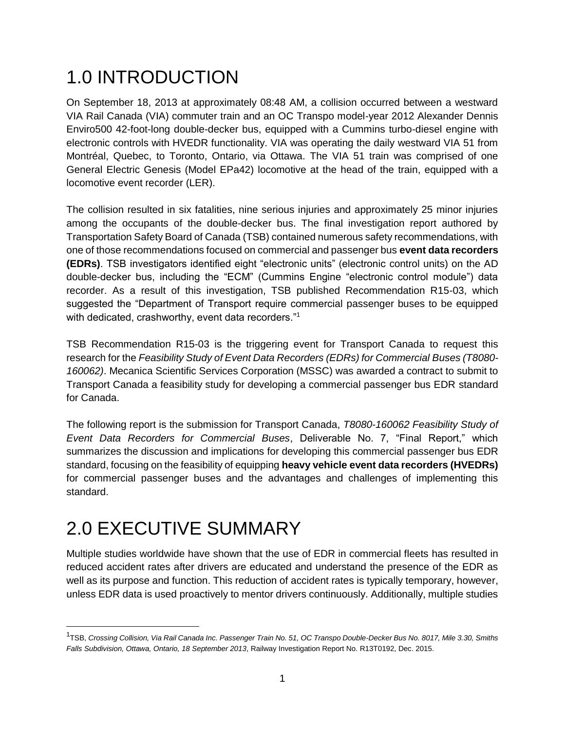# 1.0 INTRODUCTION

On September 18, 2013 at approximately 08:48 AM, a collision occurred between a westward VIA Rail Canada (VIA) commuter train and an OC Transpo model-year 2012 Alexander Dennis Enviro500 42-foot-long double-decker bus, equipped with a Cummins turbo-diesel engine with electronic controls with HVEDR functionality. VIA was operating the daily westward VIA 51 from Montréal, Quebec, to Toronto, Ontario, via Ottawa. The VIA 51 train was comprised of one General Electric Genesis (Model EPa42) locomotive at the head of the train, equipped with a locomotive event recorder (LER).

The collision resulted in six fatalities, nine serious injuries and approximately 25 minor injuries among the occupants of the double-decker bus. The final investigation report authored by Transportation Safety Board of Canada (TSB) contained numerous safety recommendations, with one of those recommendations focused on commercial and passenger bus **event data recorders (EDRs)**. TSB investigators identified eight "electronic units" (electronic control units) on the AD double-decker bus, including the "ECM" (Cummins Engine "electronic control module") data recorder. As a result of this investigation, TSB published Recommendation R15-03, which suggested the "Department of Transport require commercial passenger buses to be equipped with dedicated, crashworthy, event data recorders."[1]

TSB Recommendation R15-03 is the triggering event for Transport Canada to request this research for the *Feasibility Study of Event Data Recorders (EDRs) for Commercial Buses (T8080-160062)*. Mecanica Scientific Services Corporation (MSSC) was awarded a contract to submit to Transport Canada a feasibility study for developing a commercial passenger bus EDR standard for Canada.

The following report is the submission for Transport Canada, *T8080-160062 Feasibility Study of Event Data Recorders for Commercial Buses*, Deliverable No. 7, "Final Report," which summarizes the discussion and implications for developing this commercial passenger bus EDR standard, focusing on the feasibility of equipping **heavy vehicle event data recorders (HVEDRs)** for commercial passenger buses and the advantages and challenges of implementing this standard.

# 2.0 EXECUTIVE SUMMARY

Multiple studies worldwide have shown that the use of EDR in commercial fleets has resulted in reduced accident rates after drivers are educated and understand the presence of the EDR as well as its purpose and function. This reduction of accident rates is typically temporary, however, unless EDR data is used proactively to mentor drivers continuously. Additionally, multiple studies

[1] TSB, *Crossing Collision, Via Rail Canada Inc. Passenger Train No. 51, OC Transpo Double-Decker Bus No. 8017, Mile 3.30, Smiths Falls Subdivision, Ottawa, Ontario, 18 September 2013*, Railway Investigation Report No. R13T0192, Dec. 2015.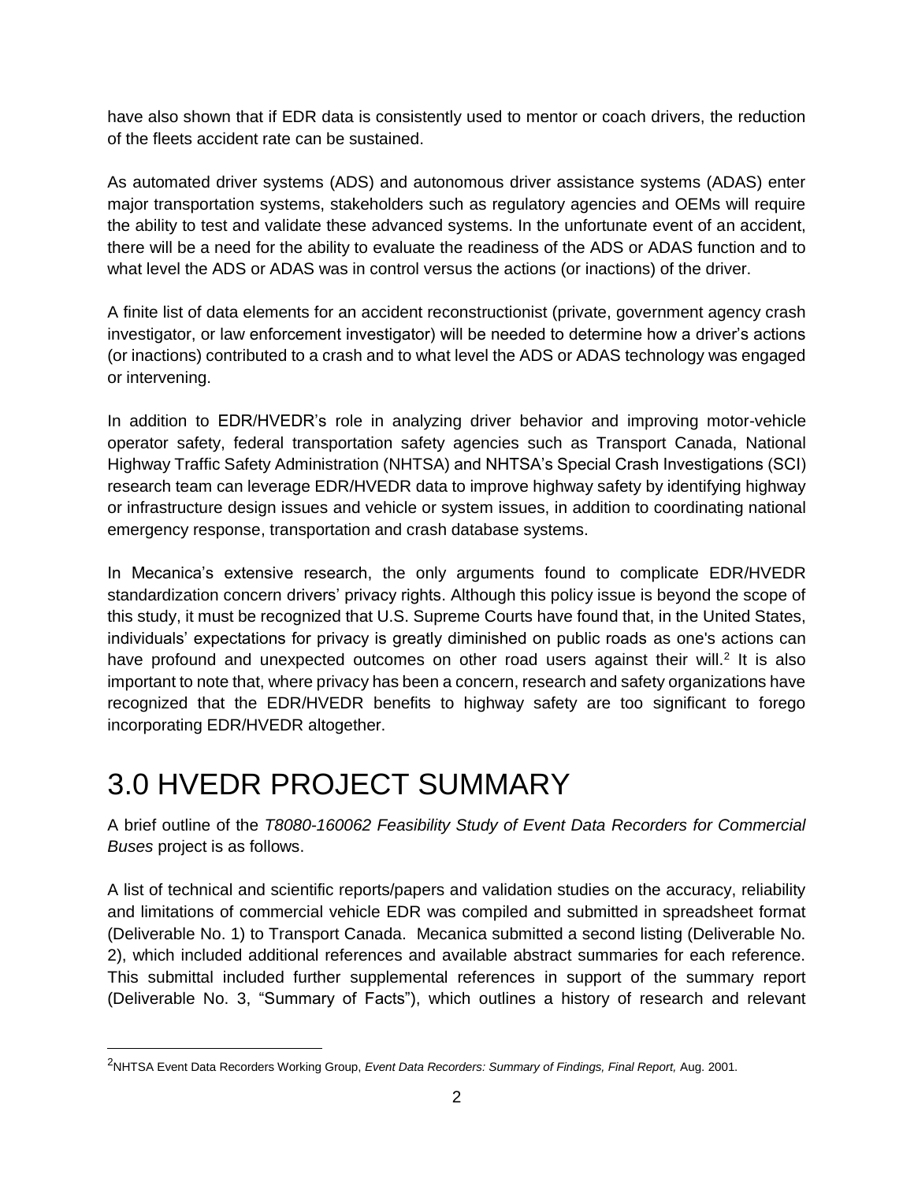have also shown that if EDR data is consistently used to mentor or coach drivers, the reduction of the fleets accident rate can be sustained.

As automated driver systems (ADS) and autonomous driver assistance systems (ADAS) enter major transportation systems, stakeholders such as regulatory agencies and OEMs will require the ability to test and validate these advanced systems. In the unfortunate event of an accident, there will be a need for the ability to evaluate the readiness of the ADS or ADAS function and to what level the ADS or ADAS was in control versus the actions (or inactions) of the driver.

A finite list of data elements for an accident reconstructionist (private, government agency crash investigator, or law enforcement investigator) will be needed to determine how a driver's actions (or inactions) contributed to a crash and to what level the ADS or ADAS technology was engaged or intervening.

In addition to EDR/HVEDR's role in analyzing driver behavior and improving motor-vehicle operator safety, federal transportation safety agencies such as Transport Canada, National Highway Traffic Safety Administration (NHTSA) and NHTSA's Special Crash Investigations (SCI) research team can leverage EDR/HVEDR data to improve highway safety by identifying highway or infrastructure design issues and vehicle or system issues, in addition to coordinating national emergency response, transportation and crash database systems.

In Mecanica's extensive research, the only arguments found to complicate EDR/HVEDR standardization concern drivers' privacy rights. Although this policy issue is beyond the scope of this study, it must be recognized that U.S. Supreme Courts have found that, in the United States, individuals' expectations for privacy is greatly diminished on public roads as one's actions can have profound and unexpected outcomes on other road users against their will.[2] It is also important to note that, where privacy has been a concern, research and safety organizations have recognized that the EDR/HVEDR benefits to highway safety are too significant to forego incorporating EDR/HVEDR altogether.

# 3.0 HVEDR PROJECT SUMMARY

A brief outline of the *T8080-160062 Feasibility Study of Event Data Recorders for Commercial Buses* project is as follows.

A list of technical and scientific reports/papers and validation studies on the accuracy, reliability and limitations of commercial vehicle EDR was compiled and submitted in spreadsheet format (Deliverable No. 1) to Transport Canada. Mecanica submitted a second listing (Deliverable No. 2), which included additional references and available abstract summaries for each reference. This submittal included further supplemental references in support of the summary report (Deliverable No. 3, "Summary of Facts"), which outlines a history of research and relevant

---

[2] NHTSA Event Data Recorders Working Group, *Event Data Recorders: Summary of Findings, Final Report,* Aug. 2001.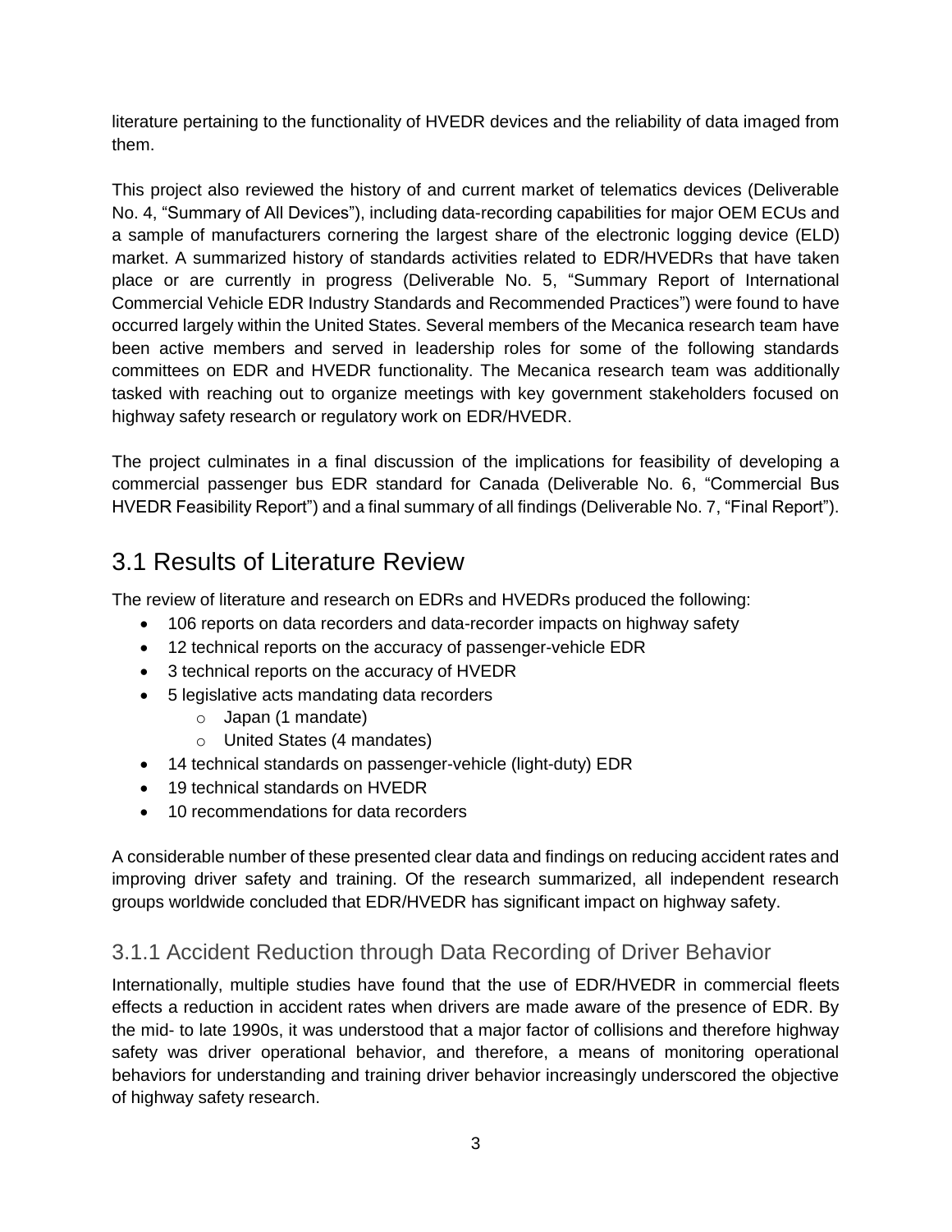literature pertaining to the functionality of HVEDR devices and the reliability of data imaged from them.

This project also reviewed the history of and current market of telematics devices (Deliverable No. 4, "Summary of All Devices"), including data-recording capabilities for major OEM ECUs and a sample of manufacturers cornering the largest share of the electronic logging device (ELD) market. A summarized history of standards activities related to EDR/HVEDRs that have taken place or are currently in progress (Deliverable No. 5, "Summary Report of International Commercial Vehicle EDR Industry Standards and Recommended Practices") were found to have occurred largely within the United States. Several members of the Mecanica research team have been active members and served in leadership roles for some of the following standards committees on EDR and HVEDR functionality. The Mecanica research team was additionally tasked with reaching out to organize meetings with key government stakeholders focused on highway safety research or regulatory work on EDR/HVEDR.

The project culminates in a final discussion of the implications for feasibility of developing a commercial passenger bus EDR standard for Canada (Deliverable No. 6, "Commercial Bus HVEDR Feasibility Report") and a final summary of all findings (Deliverable No. 7, "Final Report").

## 3.1 Results of Literature Review

The review of literature and research on EDRs and HVEDRs produced the following:

- 106 reports on data recorders and data-recorder impacts on highway safety
- 12 technical reports on the accuracy of passenger-vehicle EDR
- 3 technical reports on the accuracy of HVEDR
- 5 legislative acts mandating data recorders
  - Japan (1 mandate)
  - United States (4 mandates)
- 14 technical standards on passenger-vehicle (light-duty) EDR
- 19 technical standards on HVEDR
- 10 recommendations for data recorders

A considerable number of these presented clear data and findings on reducing accident rates and improving driver safety and training. Of the research summarized, all independent research groups worldwide concluded that EDR/HVEDR has significant impact on highway safety.

### 3.1.1 Accident Reduction through Data Recording of Driver Behavior

Internationally, multiple studies have found that the use of EDR/HVEDR in commercial fleets effects a reduction in accident rates when drivers are made aware of the presence of EDR. By the mid- to late 1990s, it was understood that a major factor of collisions and therefore highway safety was driver operational behavior, and therefore, a means of monitoring operational behaviors for understanding and training driver behavior increasingly underscored the objective of highway safety research.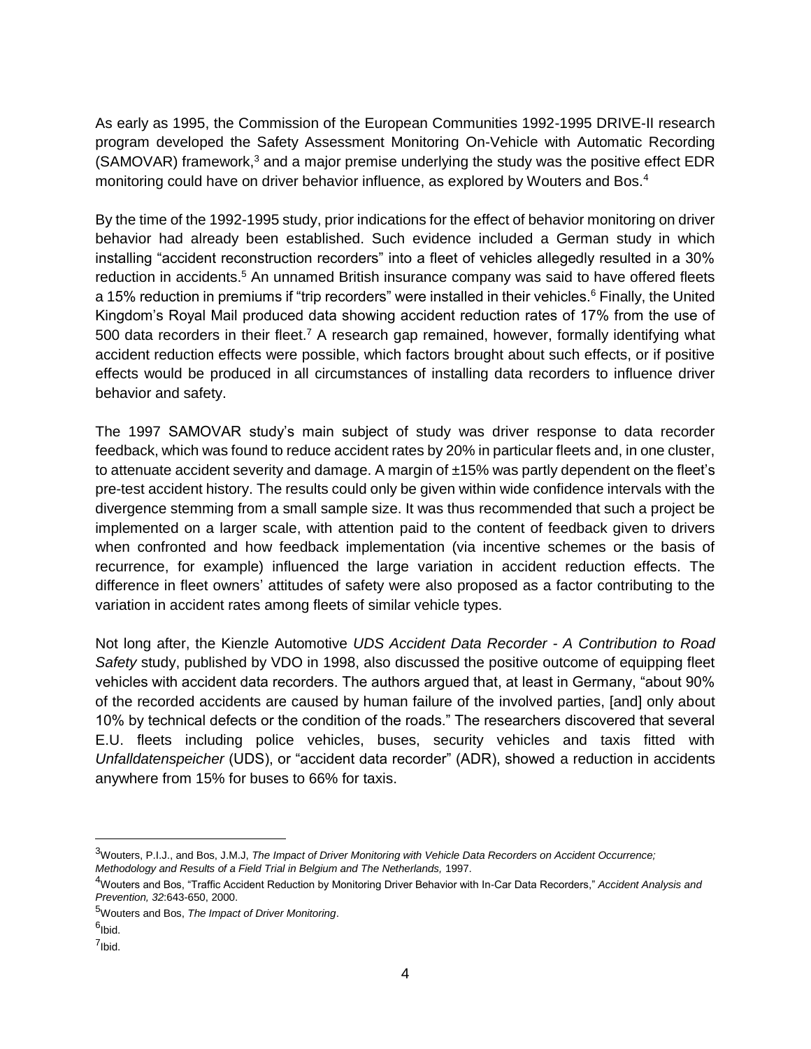As early as 1995, the Commission of the European Communities 1992-1995 DRIVE-II research program developed the Safety Assessment Monitoring On-Vehicle with Automatic Recording (SAMOVAR) framework,[3] and a major premise underlying the study was the positive effect EDR monitoring could have on driver behavior influence, as explored by Wouters and Bos.[4]

By the time of the 1992-1995 study, prior indications for the effect of behavior monitoring on driver behavior had already been established. Such evidence included a German study in which installing "accident reconstruction recorders" into a fleet of vehicles allegedly resulted in a 30% reduction in accidents.[5] An unnamed British insurance company was said to have offered fleets a 15% reduction in premiums if "trip recorders" were installed in their vehicles.[6] Finally, the United Kingdom's Royal Mail produced data showing accident reduction rates of 17% from the use of 500 data recorders in their fleet.[7] A research gap remained, however, formally identifying what accident reduction effects were possible, which factors brought about such effects, or if positive effects would be produced in all circumstances of installing data recorders to influence driver behavior and safety.

The 1997 SAMOVAR study's main subject of study was driver response to data recorder feedback, which was found to reduce accident rates by 20% in particular fleets and, in one cluster, to attenuate accident severity and damage. A margin of ±15% was partly dependent on the fleet's pre-test accident history. The results could only be given within wide confidence intervals with the divergence stemming from a small sample size. It was thus recommended that such a project be implemented on a larger scale, with attention paid to the content of feedback given to drivers when confronted and how feedback implementation (via incentive schemes or the basis of recurrence, for example) influenced the large variation in accident reduction effects. The difference in fleet owners' attitudes of safety were also proposed as a factor contributing to the variation in accident rates among fleets of similar vehicle types.

Not long after, the Kienzle Automotive *UDS Accident Data Recorder - A Contribution to Road Safety* study, published by VDO in 1998, also discussed the positive outcome of equipping fleet vehicles with accident data recorders. The authors argued that, at least in Germany, "about 90% of the recorded accidents are caused by human failure of the involved parties, [and] only about 10% by technical defects or the condition of the roads." The researchers discovered that several E.U. fleets including police vehicles, buses, security vehicles and taxis fitted with *Unfalldatenspeicher* (UDS), or "accident data recorder" (ADR), showed a reduction in accidents anywhere from 15% for buses to 66% for taxis.

---

[3] Wouters, P.I.J., and Bos, J.M.J, *The Impact of Driver Monitoring with Vehicle Data Recorders on Accident Occurrence; Methodology and Results of a Field Trial in Belgium and The Netherlands,* 1997.

[4] Wouters and Bos, "Traffic Accident Reduction by Monitoring Driver Behavior with In-Car Data Recorders," *Accident Analysis and Prevention, 32*:643-650, 2000.

[5] Wouters and Bos, *The Impact of Driver Monitoring*.

[6] Ibid.

[7] Ibid.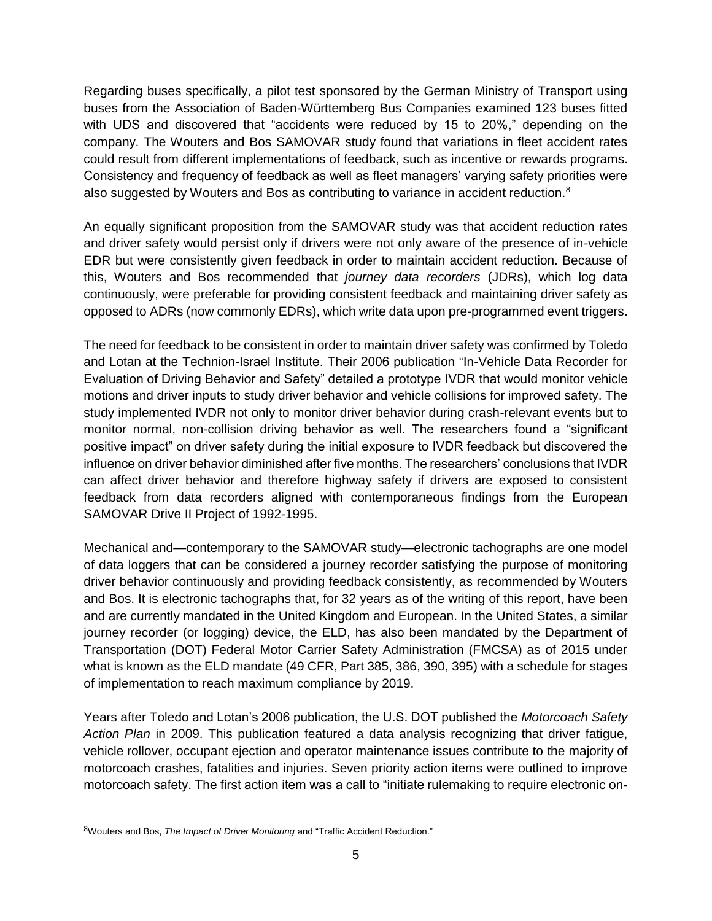Regarding buses specifically, a pilot test sponsored by the German Ministry of Transport using buses from the Association of Baden-Württemberg Bus Companies examined 123 buses fitted with UDS and discovered that "accidents were reduced by 15 to 20%," depending on the company. The Wouters and Bos SAMOVAR study found that variations in fleet accident rates could result from different implementations of feedback, such as incentive or rewards programs. Consistency and frequency of feedback as well as fleet managers' varying safety priorities were also suggested by Wouters and Bos as contributing to variance in accident reduction.[8]

An equally significant proposition from the SAMOVAR study was that accident reduction rates and driver safety would persist only if drivers were not only aware of the presence of in-vehicle EDR but were consistently given feedback in order to maintain accident reduction. Because of this, Wouters and Bos recommended that *journey data recorders* (JDRs), which log data continuously, were preferable for providing consistent feedback and maintaining driver safety as opposed to ADRs (now commonly EDRs), which write data upon pre-programmed event triggers.

The need for feedback to be consistent in order to maintain driver safety was confirmed by Toledo and Lotan at the Technion-Israel Institute. Their 2006 publication "In-Vehicle Data Recorder for Evaluation of Driving Behavior and Safety" detailed a prototype IVDR that would monitor vehicle motions and driver inputs to study driver behavior and vehicle collisions for improved safety. The study implemented IVDR not only to monitor driver behavior during crash-relevant events but to monitor normal, non-collision driving behavior as well. The researchers found a "significant positive impact" on driver safety during the initial exposure to IVDR feedback but discovered the influence on driver behavior diminished after five months. The researchers' conclusions that IVDR can affect driver behavior and therefore highway safety if drivers are exposed to consistent feedback from data recorders aligned with contemporaneous findings from the European SAMOVAR Drive II Project of 1992-1995.

Mechanical and—contemporary to the SAMOVAR study—electronic tachographs are one model of data loggers that can be considered a journey recorder satisfying the purpose of monitoring driver behavior continuously and providing feedback consistently, as recommended by Wouters and Bos. It is electronic tachographs that, for 32 years as of the writing of this report, have been and are currently mandated in the United Kingdom and European. In the United States, a similar journey recorder (or logging) device, the ELD, has also been mandated by the Department of Transportation (DOT) Federal Motor Carrier Safety Administration (FMCSA) as of 2015 under what is known as the ELD mandate (49 CFR, Part 385, 386, 390, 395) with a schedule for stages of implementation to reach maximum compliance by 2019.

Years after Toledo and Lotan's 2006 publication, the U.S. DOT published the *Motorcoach Safety Action Plan* in 2009. This publication featured a data analysis recognizing that driver fatigue, vehicle rollover, occupant ejection and operator maintenance issues contribute to the majority of motorcoach crashes, fatalities and injuries. Seven priority action items were outlined to improve motorcoach safety. The first action item was a call to "initiate rulemaking to require electronic on-

---

[8]Wouters and Bos, *The Impact of Driver Monitoring* and "Traffic Accident Reduction."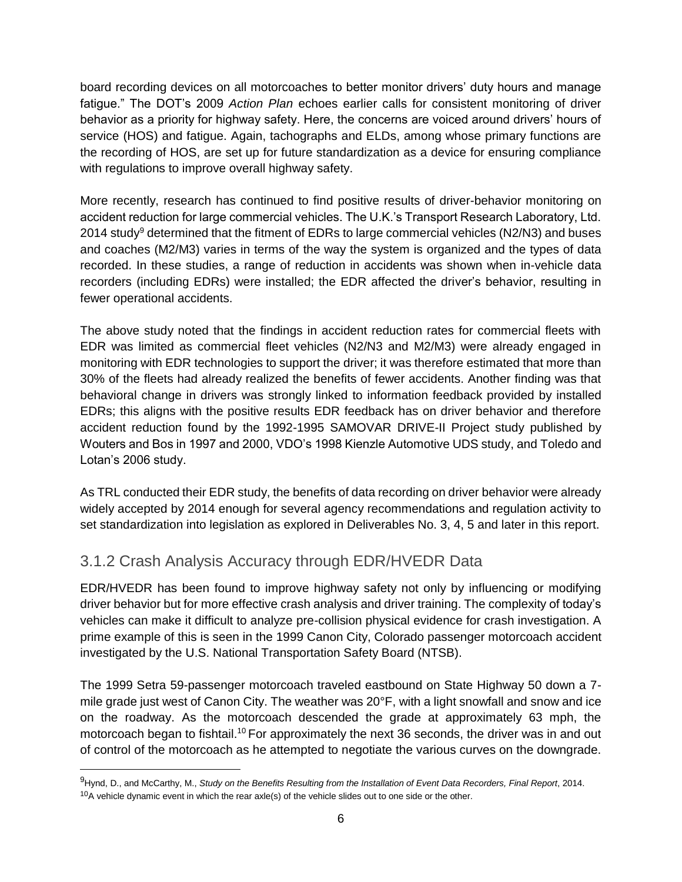board recording devices on all motorcoaches to better monitor drivers' duty hours and manage fatigue." The DOT's 2009 *Action Plan* echoes earlier calls for consistent monitoring of driver behavior as a priority for highway safety. Here, the concerns are voiced around drivers' hours of service (HOS) and fatigue. Again, tachographs and ELDs, among whose primary functions are the recording of HOS, are set up for future standardization as a device for ensuring compliance with regulations to improve overall highway safety.

More recently, research has continued to find positive results of driver-behavior monitoring on accident reduction for large commercial vehicles. The U.K.'s Transport Research Laboratory, Ltd. 2014 study[9] determined that the fitment of EDRs to large commercial vehicles (N2/N3) and buses and coaches (M2/M3) varies in terms of the way the system is organized and the types of data recorded. In these studies, a range of reduction in accidents was shown when in-vehicle data recorders (including EDRs) were installed; the EDR affected the driver's behavior, resulting in fewer operational accidents.

The above study noted that the findings in accident reduction rates for commercial fleets with EDR was limited as commercial fleet vehicles (N2/N3 and M2/M3) were already engaged in monitoring with EDR technologies to support the driver; it was therefore estimated that more than 30% of the fleets had already realized the benefits of fewer accidents. Another finding was that behavioral change in drivers was strongly linked to information feedback provided by installed EDRs; this aligns with the positive results EDR feedback has on driver behavior and therefore accident reduction found by the 1992-1995 SAMOVAR DRIVE-II Project study published by Wouters and Bos in 1997 and 2000, VDO's 1998 Kienzle Automotive UDS study, and Toledo and Lotan's 2006 study.

As TRL conducted their EDR study, the benefits of data recording on driver behavior were already widely accepted by 2014 enough for several agency recommendations and regulation activity to set standardization into legislation as explored in Deliverables No. 3, 4, 5 and later in this report.

## 3.1.2 Crash Analysis Accuracy through EDR/HVEDR Data

EDR/HVEDR has been found to improve highway safety not only by influencing or modifying driver behavior but for more effective crash analysis and driver training. The complexity of today's vehicles can make it difficult to analyze pre-collision physical evidence for crash investigation. A prime example of this is seen in the 1999 Canon City, Colorado passenger motorcoach accident investigated by the U.S. National Transportation Safety Board (NTSB).

The 1999 Setra 59-passenger motorcoach traveled eastbound on State Highway 50 down a 7-mile grade just west of Canon City. The weather was 20°F, with a light snowfall and snow and ice on the roadway. As the motorcoach descended the grade at approximately 63 mph, the motorcoach began to fishtail.[10] For approximately the next 36 seconds, the driver was in and out of control of the motorcoach as he attempted to negotiate the various curves on the downgrade.

---

[9] Hynd, D., and McCarthy, M., *Study on the Benefits Resulting from the Installation of Event Data Recorders, Final Report*, 2014.

[10] A vehicle dynamic event in which the rear axle(s) of the vehicle slides out to one side or the other.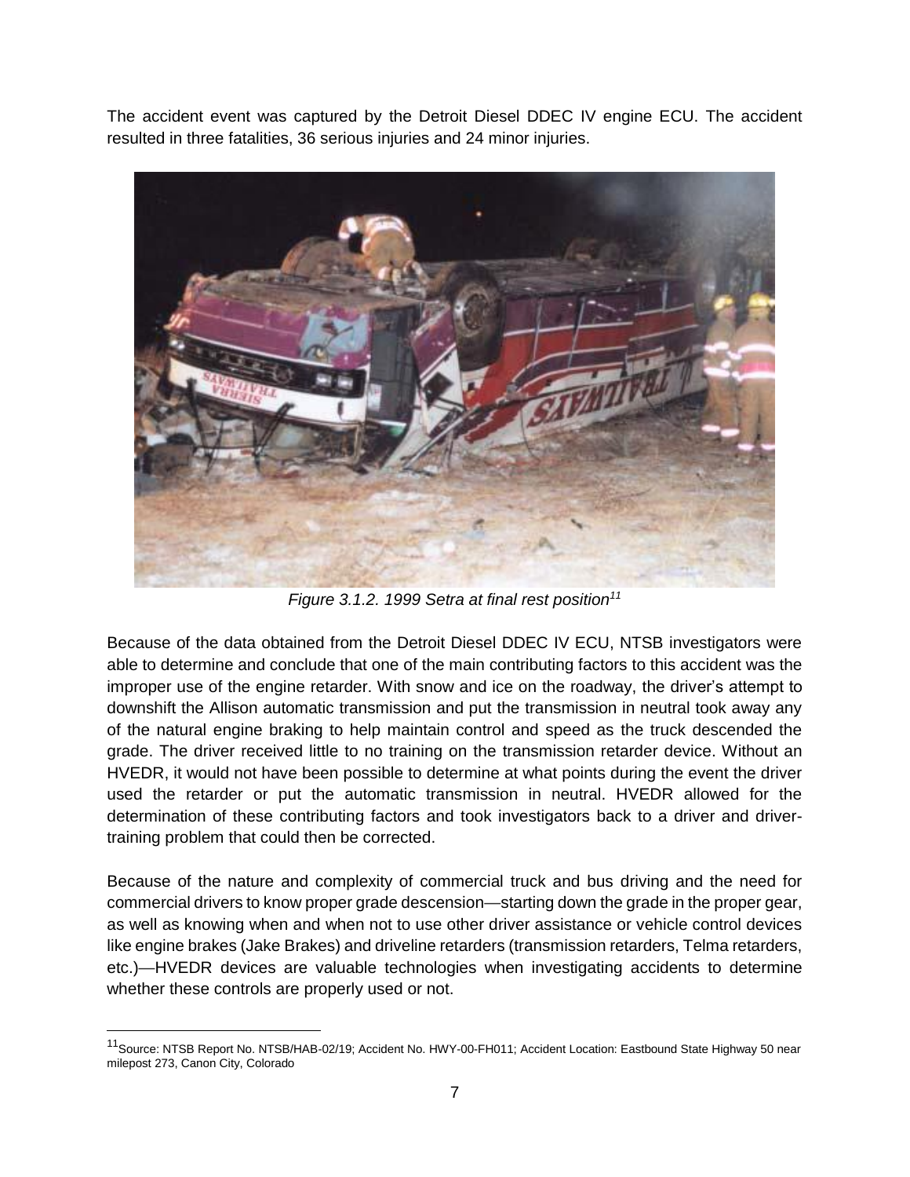The accident event was captured by the Detroit Diesel DDEC IV engine ECU. The accident resulted in three fatalities, 36 serious injuries and 24 minor injuries.

*Figure 3.1.2. 1999 Setra at final rest position[11]*

Because of the data obtained from the Detroit Diesel DDEC IV ECU, NTSB investigators were able to determine and conclude that one of the main contributing factors to this accident was the improper use of the engine retarder. With snow and ice on the roadway, the driver's attempt to downshift the Allison automatic transmission and put the transmission in neutral took away any of the natural engine braking to help maintain control and speed as the truck descended the grade. The driver received little to no training on the transmission retarder device. Without an HVEDR, it would not have been possible to determine at what points during the event the driver used the retarder or put the automatic transmission in neutral. HVEDR allowed for the determination of these contributing factors and took investigators back to a driver and driver-training problem that could then be corrected.

Because of the nature and complexity of commercial truck and bus driving and the need for commercial drivers to know proper grade descension—starting down the grade in the proper gear, as well as knowing when and when not to use other driver assistance or vehicle control devices like engine brakes (Jake Brakes) and driveline retarders (transmission retarders, Telma retarders, etc.)—HVEDR devices are valuable technologies when investigating accidents to determine whether these controls are properly used or not.

---

[11] Source: NTSB Report No. NTSB/HAB-02/19; Accident No. HWY-00-FH011; Accident Location: Eastbound State Highway 50 near milepost 273, Canon City, Colorado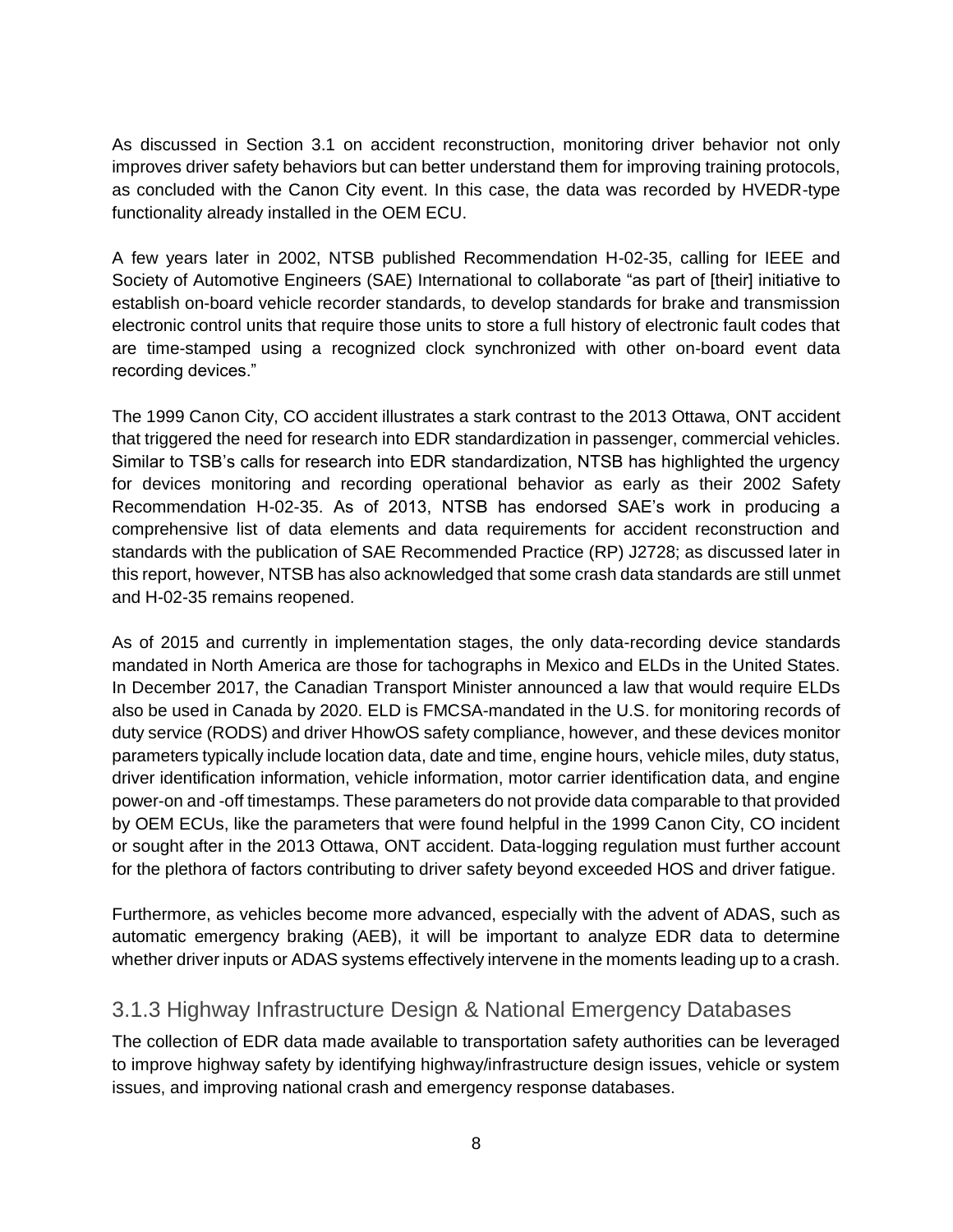As discussed in Section 3.1 on accident reconstruction, monitoring driver behavior not only improves driver safety behaviors but can better understand them for improving training protocols, as concluded with the Canon City event. In this case, the data was recorded by HVEDR-type functionality already installed in the OEM ECU.

A few years later in 2002, NTSB published Recommendation H-02-35, calling for IEEE and Society of Automotive Engineers (SAE) International to collaborate "as part of [their] initiative to establish on-board vehicle recorder standards, to develop standards for brake and transmission electronic control units that require those units to store a full history of electronic fault codes that are time-stamped using a recognized clock synchronized with other on-board event data recording devices."

The 1999 Canon City, CO accident illustrates a stark contrast to the 2013 Ottawa, ONT accident that triggered the need for research into EDR standardization in passenger, commercial vehicles. Similar to TSB's calls for research into EDR standardization, NTSB has highlighted the urgency for devices monitoring and recording operational behavior as early as their 2002 Safety Recommendation H-02-35. As of 2013, NTSB has endorsed SAE's work in producing a comprehensive list of data elements and data requirements for accident reconstruction and standards with the publication of SAE Recommended Practice (RP) J2728; as discussed later in this report, however, NTSB has also acknowledged that some crash data standards are still unmet and H-02-35 remains reopened.

As of 2015 and currently in implementation stages, the only data-recording device standards mandated in North America are those for tachographs in Mexico and ELDs in the United States. In December 2017, the Canadian Transport Minister announced a law that would require ELDs also be used in Canada by 2020. ELD is FMCSA-mandated in the U.S. for monitoring records of duty service (RODS) and driver HhowOS safety compliance, however, and these devices monitor parameters typically include location data, date and time, engine hours, vehicle miles, duty status, driver identification information, vehicle information, motor carrier identification data, and engine power-on and -off timestamps. These parameters do not provide data comparable to that provided by OEM ECUs, like the parameters that were found helpful in the 1999 Canon City, CO incident or sought after in the 2013 Ottawa, ONT accident. Data-logging regulation must further account for the plethora of factors contributing to driver safety beyond exceeded HOS and driver fatigue.

Furthermore, as vehicles become more advanced, especially with the advent of ADAS, such as automatic emergency braking (AEB), it will be important to analyze EDR data to determine whether driver inputs or ADAS systems effectively intervene in the moments leading up to a crash.

### 3.1.3 Highway Infrastructure Design & National Emergency Databases

The collection of EDR data made available to transportation safety authorities can be leveraged to improve highway safety by identifying highway/infrastructure design issues, vehicle or system issues, and improving national crash and emergency response databases.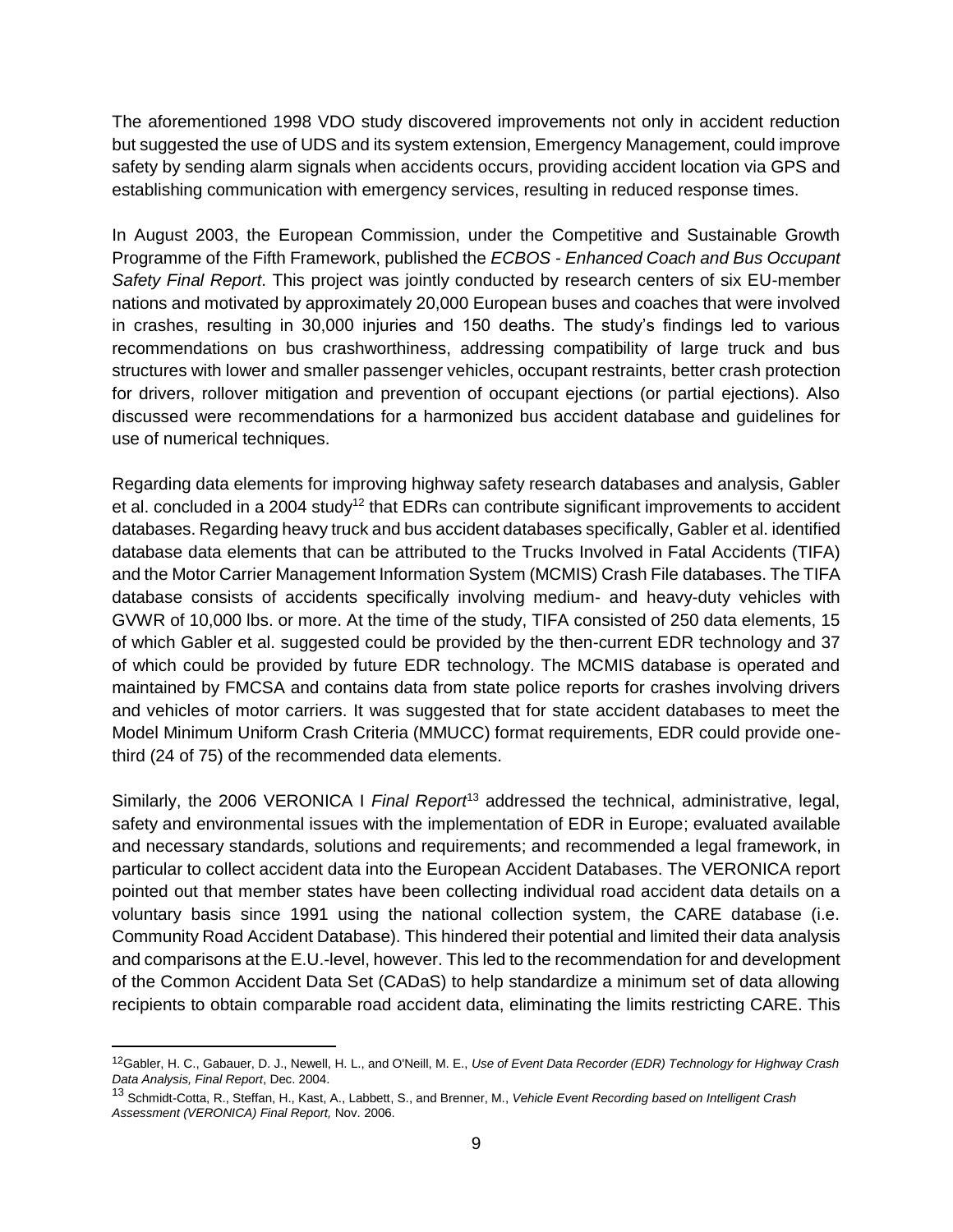The aforementioned 1998 VDO study discovered improvements not only in accident reduction but suggested the use of UDS and its system extension, Emergency Management, could improve safety by sending alarm signals when accidents occurs, providing accident location via GPS and establishing communication with emergency services, resulting in reduced response times.

In August 2003, the European Commission, under the Competitive and Sustainable Growth Programme of the Fifth Framework, published the *ECBOS - Enhanced Coach and Bus Occupant Safety Final Report*. This project was jointly conducted by research centers of six EU-member nations and motivated by approximately 20,000 European buses and coaches that were involved in crashes, resulting in 30,000 injuries and 150 deaths. The study's findings led to various recommendations on bus crashworthiness, addressing compatibility of large truck and bus structures with lower and smaller passenger vehicles, occupant restraints, better crash protection for drivers, rollover mitigation and prevention of occupant ejections (or partial ejections). Also discussed were recommendations for a harmonized bus accident database and guidelines for use of numerical techniques.

Regarding data elements for improving highway safety research databases and analysis, Gabler et al. concluded in a 2004 study[12] that EDRs can contribute significant improvements to accident databases. Regarding heavy truck and bus accident databases specifically, Gabler et al. identified database data elements that can be attributed to the Trucks Involved in Fatal Accidents (TIFA) and the Motor Carrier Management Information System (MCMIS) Crash File databases. The TIFA database consists of accidents specifically involving medium- and heavy-duty vehicles with GVWR of 10,000 lbs. or more. At the time of the study, TIFA consisted of 250 data elements, 15 of which Gabler et al. suggested could be provided by the then-current EDR technology and 37 of which could be provided by future EDR technology. The MCMIS database is operated and maintained by FMCSA and contains data from state police reports for crashes involving drivers and vehicles of motor carriers. It was suggested that for state accident databases to meet the Model Minimum Uniform Crash Criteria (MMUCC) format requirements, EDR could provide one-third (24 of 75) of the recommended data elements.

Similarly, the 2006 VERONICA I *Final Report*[13] addressed the technical, administrative, legal, safety and environmental issues with the implementation of EDR in Europe; evaluated available and necessary standards, solutions and requirements; and recommended a legal framework, in particular to collect accident data into the European Accident Databases. The VERONICA report pointed out that member states have been collecting individual road accident data details on a voluntary basis since 1991 using the national collection system, the CARE database (i.e. Community Road Accident Database). This hindered their potential and limited their data analysis and comparisons at the E.U.-level, however. This led to the recommendation for and development of the Common Accident Data Set (CADaS) to help standardize a minimum set of data allowing recipients to obtain comparable road accident data, eliminating the limits restricting CARE. This

---

[12] Gabler, H. C., Gabauer, D. J., Newell, H. L., and O'Neill, M. E., *Use of Event Data Recorder (EDR) Technology for Highway Crash Data Analysis, Final Report*, Dec. 2004.

[13] Schmidt-Cotta, R., Steffan, H., Kast, A., Labbett, S., and Brenner, M., *Vehicle Event Recording based on Intelligent Crash Assessment (VERONICA) Final Report,* Nov. 2006.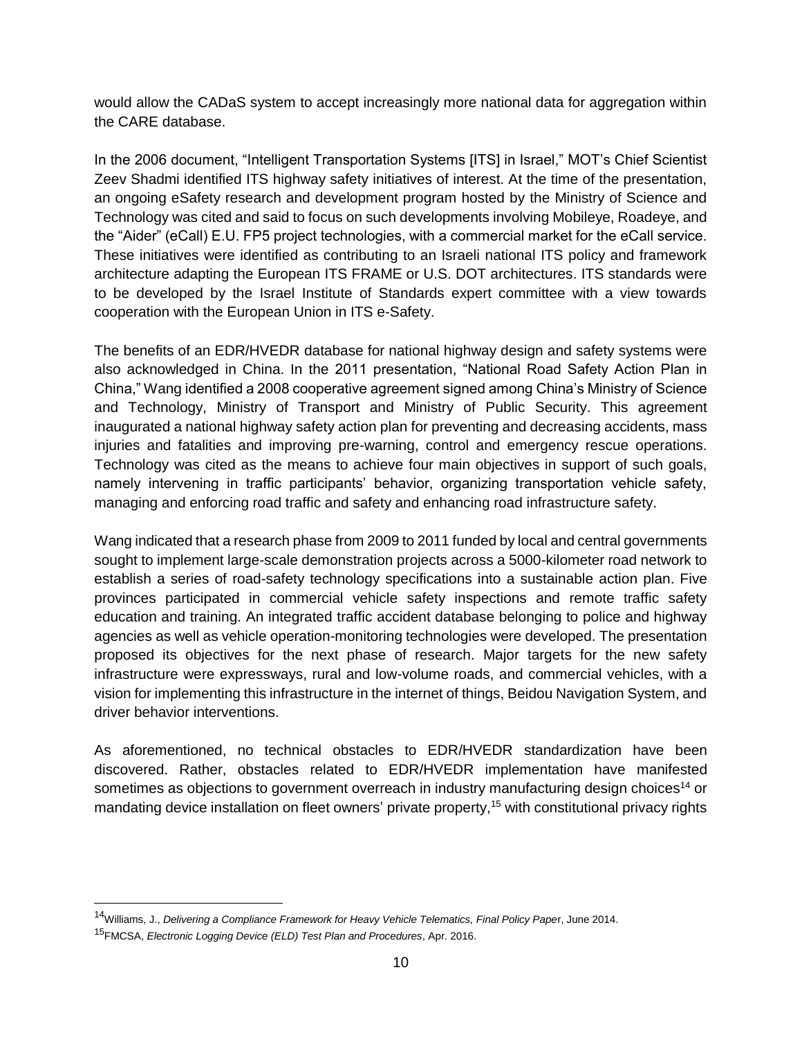would allow the CADaS system to accept increasingly more national data for aggregation within the CARE database.

In the 2006 document, "Intelligent Transportation Systems [ITS] in Israel," MOT's Chief Scientist Zeev Shadmi identified ITS highway safety initiatives of interest. At the time of the presentation, an ongoing eSafety research and development program hosted by the Ministry of Science and Technology was cited and said to focus on such developments involving Mobileye, Roadeye, and the "Aider" (eCall) E.U. FP5 project technologies, with a commercial market for the eCall service. These initiatives were identified as contributing to an Israeli national ITS policy and framework architecture adapting the European ITS FRAME or U.S. DOT architectures. ITS standards were to be developed by the Israel Institute of Standards expert committee with a view towards cooperation with the European Union in ITS e-Safety.

The benefits of an EDR/HVEDR database for national highway design and safety systems were also acknowledged in China. In the 2011 presentation, "National Road Safety Action Plan in China," Wang identified a 2008 cooperative agreement signed among China's Ministry of Science and Technology, Ministry of Transport and Ministry of Public Security. This agreement inaugurated a national highway safety action plan for preventing and decreasing accidents, mass injuries and fatalities and improving pre-warning, control and emergency rescue operations. Technology was cited as the means to achieve four main objectives in support of such goals, namely intervening in traffic participants' behavior, organizing transportation vehicle safety, managing and enforcing road traffic and safety and enhancing road infrastructure safety.

Wang indicated that a research phase from 2009 to 2011 funded by local and central governments sought to implement large-scale demonstration projects across a 5000-kilometer road network to establish a series of road-safety technology specifications into a sustainable action plan. Five provinces participated in commercial vehicle safety inspections and remote traffic safety education and training. An integrated traffic accident database belonging to police and highway agencies as well as vehicle operation-monitoring technologies were developed. The presentation proposed its objectives for the next phase of research. Major targets for the new safety infrastructure were expressways, rural and low-volume roads, and commercial vehicles, with a vision for implementing this infrastructure in the internet of things, Beidou Navigation System, and driver behavior interventions.

As aforementioned, no technical obstacles to EDR/HVEDR standardization have been discovered. Rather, obstacles related to EDR/HVEDR implementation have manifested sometimes as objections to government overreach in industry manufacturing design choices[14] or mandating device installation on fleet owners' private property,[15] with constitutional privacy rights

---

[14] Williams, J., *Delivering a Compliance Framework for Heavy Vehicle Telematics, Final Policy Paper*, June 2014.

[15] FMCSA, *Electronic Logging Device (ELD) Test Plan and Procedures*, Apr. 2016.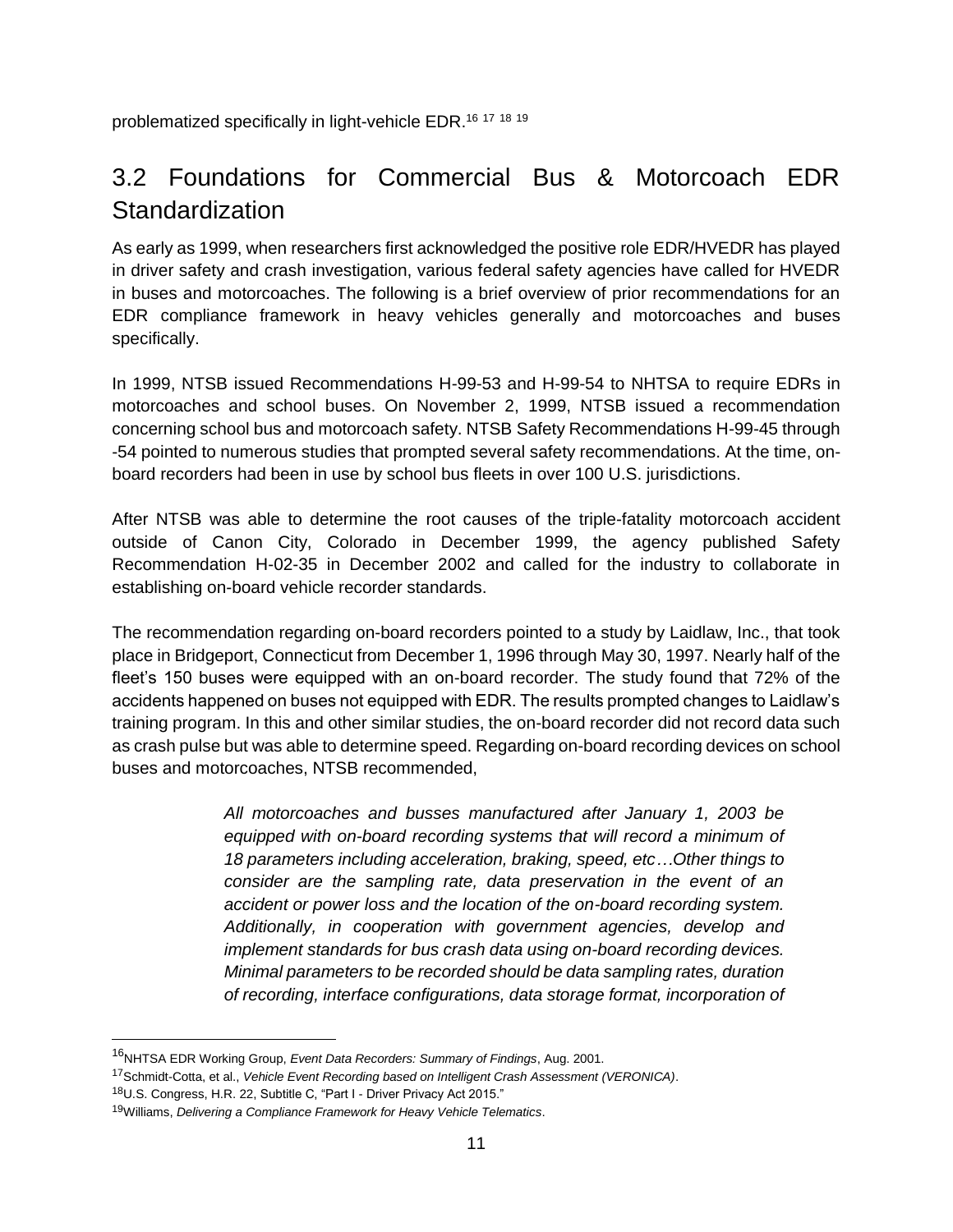problematized specifically in light-vehicle EDR.[16] [17] [18] [19]

## 3.2 Foundations for Commercial Bus & Motorcoach EDR Standardization

As early as 1999, when researchers first acknowledged the positive role EDR/HVEDR has played in driver safety and crash investigation, various federal safety agencies have called for HVEDR in buses and motorcoaches. The following is a brief overview of prior recommendations for an EDR compliance framework in heavy vehicles generally and motorcoaches and buses specifically.

In 1999, NTSB issued Recommendations H-99-53 and H-99-54 to NHTSA to require EDRs in motorcoaches and school buses. On November 2, 1999, NTSB issued a recommendation concerning school bus and motorcoach safety. NTSB Safety Recommendations H-99-45 through -54 pointed to numerous studies that prompted several safety recommendations. At the time, on-board recorders had been in use by school bus fleets in over 100 U.S. jurisdictions.

After NTSB was able to determine the root causes of the triple-fatality motorcoach accident outside of Canon City, Colorado in December 1999, the agency published Safety Recommendation H-02-35 in December 2002 and called for the industry to collaborate in establishing on-board vehicle recorder standards.

The recommendation regarding on-board recorders pointed to a study by Laidlaw, Inc., that took place in Bridgeport, Connecticut from December 1, 1996 through May 30, 1997. Nearly half of the fleet's 150 buses were equipped with an on-board recorder. The study found that 72% of the accidents happened on buses not equipped with EDR. The results prompted changes to Laidlaw's training program. In this and other similar studies, the on-board recorder did not record data such as crash pulse but was able to determine speed. Regarding on-board recording devices on school buses and motorcoaches, NTSB recommended,

> *All motorcoaches and busses manufactured after January 1, 2003 be equipped with on-board recording systems that will record a minimum of 18 parameters including acceleration, braking, speed, etc…Other things to consider are the sampling rate, data preservation in the event of an accident or power loss and the location of the on-board recording system. Additionally, in cooperation with government agencies, develop and implement standards for bus crash data using on-board recording devices. Minimal parameters to be recorded should be data sampling rates, duration of recording, interface configurations, data storage format, incorporation of*

[16] NHTSA EDR Working Group, *Event Data Recorders: Summary of Findings*, Aug. 2001.

[17] Schmidt-Cotta, et al., *Vehicle Event Recording based on Intelligent Crash Assessment (VERONICA)*.

[18] U.S. Congress, H.R. 22, Subtitle C, "Part I - Driver Privacy Act 2015."

[19] Williams, *Delivering a Compliance Framework for Heavy Vehicle Telematics*.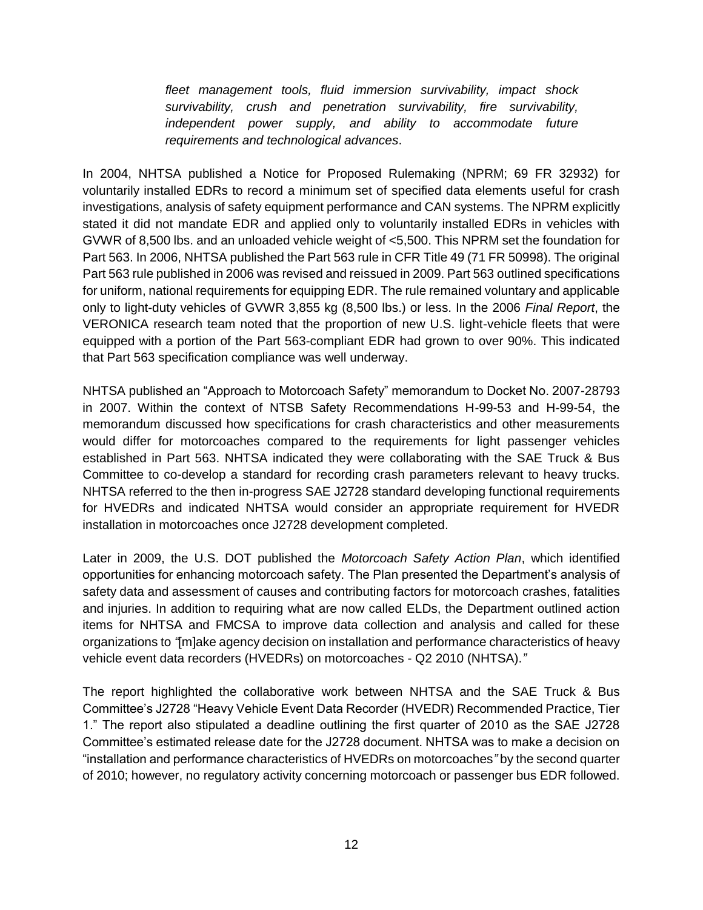*fleet management tools, fluid immersion survivability, impact shock survivability, crush and penetration survivability, fire survivability, independent power supply, and ability to accommodate future requirements and technological advances*.

In 2004, NHTSA published a Notice for Proposed Rulemaking (NPRM; 69 FR 32932) for voluntarily installed EDRs to record a minimum set of specified data elements useful for crash investigations, analysis of safety equipment performance and CAN systems. The NPRM explicitly stated it did not mandate EDR and applied only to voluntarily installed EDRs in vehicles with GVWR of 8,500 lbs. and an unloaded vehicle weight of <5,500. This NPRM set the foundation for Part 563. In 2006, NHTSA published the Part 563 rule in CFR Title 49 (71 FR 50998). The original Part 563 rule published in 2006 was revised and reissued in 2009. Part 563 outlined specifications for uniform, national requirements for equipping EDR. The rule remained voluntary and applicable only to light-duty vehicles of GVWR 3,855 kg (8,500 lbs.) or less. In the 2006 *Final Report*, the VERONICA research team noted that the proportion of new U.S. light-vehicle fleets that were equipped with a portion of the Part 563-compliant EDR had grown to over 90%. This indicated that Part 563 specification compliance was well underway.

NHTSA published an "Approach to Motorcoach Safety" memorandum to Docket No. 2007-28793 in 2007. Within the context of NTSB Safety Recommendations H-99-53 and H-99-54, the memorandum discussed how specifications for crash characteristics and other measurements would differ for motorcoaches compared to the requirements for light passenger vehicles established in Part 563. NHTSA indicated they were collaborating with the SAE Truck & Bus Committee to co-develop a standard for recording crash parameters relevant to heavy trucks. NHTSA referred to the then in-progress SAE J2728 standard developing functional requirements for HVEDRs and indicated NHTSA would consider an appropriate requirement for HVEDR installation in motorcoaches once J2728 development completed.

Later in 2009, the U.S. DOT published the *Motorcoach Safety Action Plan*, which identified opportunities for enhancing motorcoach safety. The Plan presented the Department's analysis of safety data and assessment of causes and contributing factors for motorcoach crashes, fatalities and injuries. In addition to requiring what are now called ELDs, the Department outlined action items for NHTSA and FMCSA to improve data collection and analysis and called for these organizations to "[m]ake agency decision on installation and performance characteristics of heavy vehicle event data recorders (HVEDRs) on motorcoaches - Q2 2010 (NHTSA)."

The report highlighted the collaborative work between NHTSA and the SAE Truck & Bus Committee's J2728 "Heavy Vehicle Event Data Recorder (HVEDR) Recommended Practice, Tier 1." The report also stipulated a deadline outlining the first quarter of 2010 as the SAE J2728 Committee's estimated release date for the J2728 document. NHTSA was to make a decision on "installation and performance characteristics of HVEDRs on motorcoaches" by the second quarter of 2010; however, no regulatory activity concerning motorcoach or passenger bus EDR followed.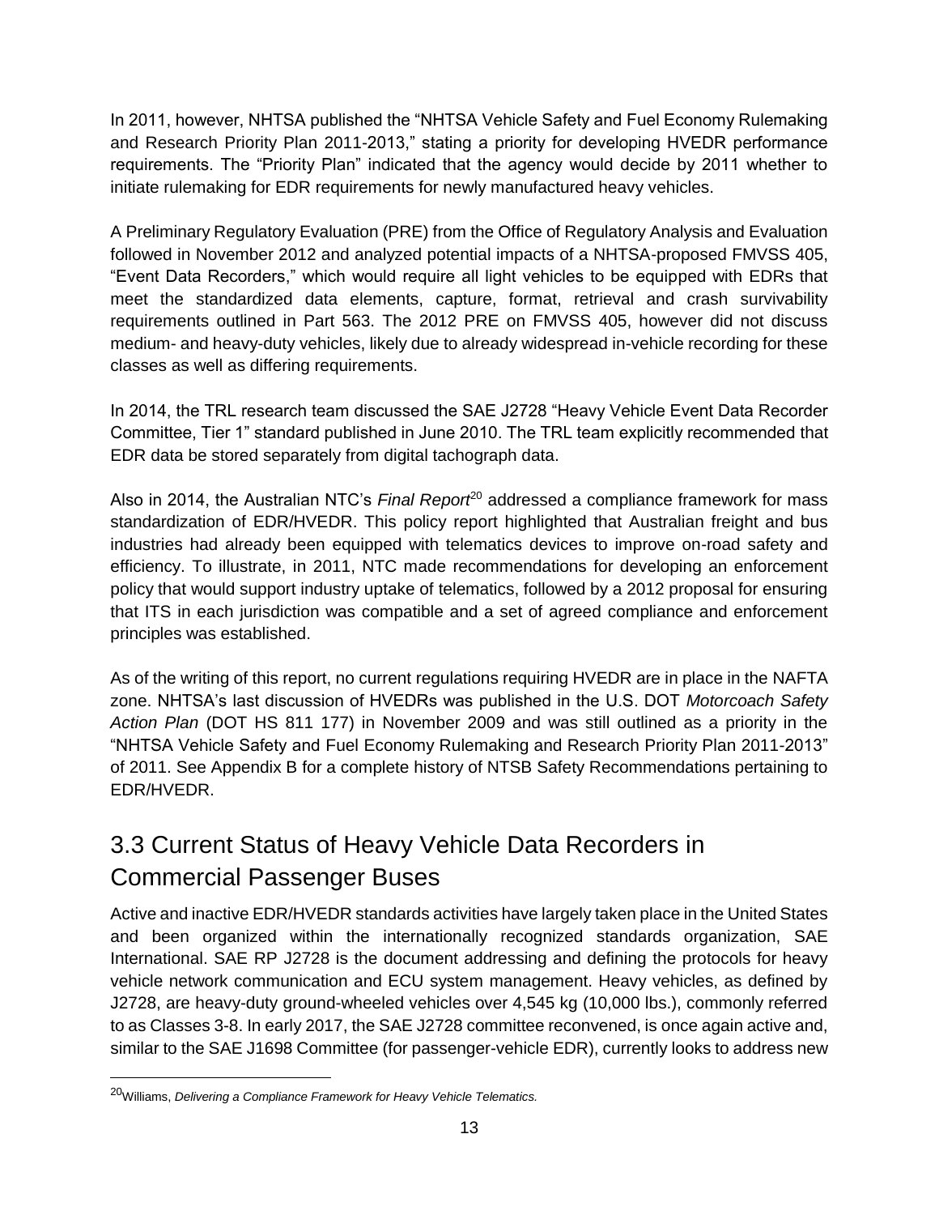In 2011, however, NHTSA published the "NHTSA Vehicle Safety and Fuel Economy Rulemaking and Research Priority Plan 2011-2013," stating a priority for developing HVEDR performance requirements. The "Priority Plan" indicated that the agency would decide by 2011 whether to initiate rulemaking for EDR requirements for newly manufactured heavy vehicles.

A Preliminary Regulatory Evaluation (PRE) from the Office of Regulatory Analysis and Evaluation followed in November 2012 and analyzed potential impacts of a NHTSA-proposed FMVSS 405, "Event Data Recorders," which would require all light vehicles to be equipped with EDRs that meet the standardized data elements, capture, format, retrieval and crash survivability requirements outlined in Part 563. The 2012 PRE on FMVSS 405, however did not discuss medium- and heavy-duty vehicles, likely due to already widespread in-vehicle recording for these classes as well as differing requirements.

In 2014, the TRL research team discussed the SAE J2728 "Heavy Vehicle Event Data Recorder Committee, Tier 1" standard published in June 2010. The TRL team explicitly recommended that EDR data be stored separately from digital tachograph data.

Also in 2014, the Australian NTC's *Final Report*[20] addressed a compliance framework for mass standardization of EDR/HVEDR. This policy report highlighted that Australian freight and bus industries had already been equipped with telematics devices to improve on-road safety and efficiency. To illustrate, in 2011, NTC made recommendations for developing an enforcement policy that would support industry uptake of telematics, followed by a 2012 proposal for ensuring that ITS in each jurisdiction was compatible and a set of agreed compliance and enforcement principles was established.

As of the writing of this report, no current regulations requiring HVEDR are in place in the NAFTA zone. NHTSA's last discussion of HVEDRs was published in the U.S. DOT *Motorcoach Safety Action Plan* (DOT HS 811 177) in November 2009 and was still outlined as a priority in the "NHTSA Vehicle Safety and Fuel Economy Rulemaking and Research Priority Plan 2011-2013" of 2011. See Appendix B for a complete history of NTSB Safety Recommendations pertaining to EDR/HVEDR.

## 3.3 Current Status of Heavy Vehicle Data Recorders in Commercial Passenger Buses

Active and inactive EDR/HVEDR standards activities have largely taken place in the United States and been organized within the internationally recognized standards organization, SAE International. SAE RP J2728 is the document addressing and defining the protocols for heavy vehicle network communication and ECU system management. Heavy vehicles, as defined by J2728, are heavy-duty ground-wheeled vehicles over 4,545 kg (10,000 lbs.), commonly referred to as Classes 3-8. In early 2017, the SAE J2728 committee reconvened, is once again active and, similar to the SAE J1698 Committee (for passenger-vehicle EDR), currently looks to address new

[20] Williams, *Delivering a Compliance Framework for Heavy Vehicle Telematics.*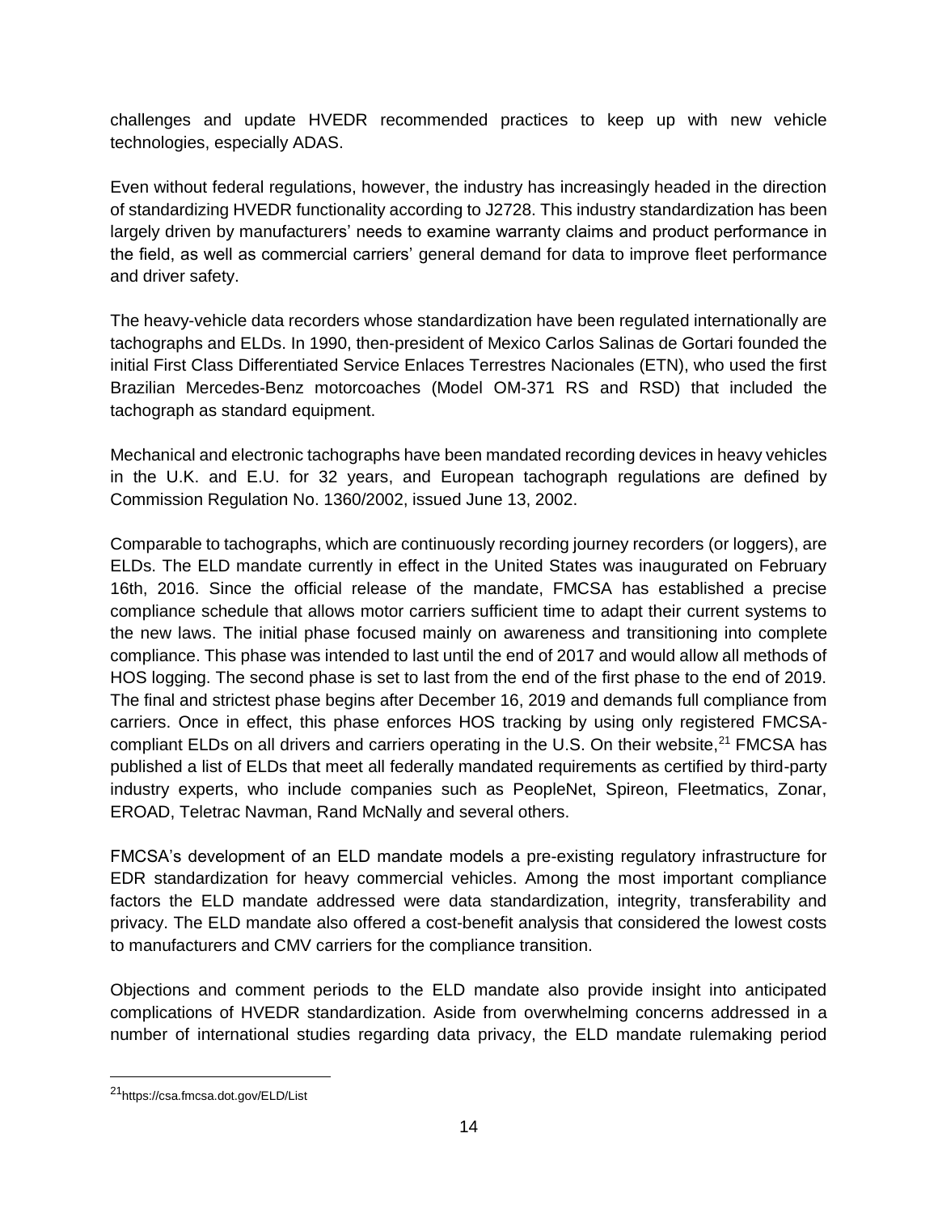challenges and update HVEDR recommended practices to keep up with new vehicle technologies, especially ADAS.

Even without federal regulations, however, the industry has increasingly headed in the direction of standardizing HVEDR functionality according to J2728. This industry standardization has been largely driven by manufacturers' needs to examine warranty claims and product performance in the field, as well as commercial carriers' general demand for data to improve fleet performance and driver safety.

The heavy-vehicle data recorders whose standardization have been regulated internationally are tachographs and ELDs. In 1990, then-president of Mexico Carlos Salinas de Gortari founded the initial First Class Differentiated Service Enlaces Terrestres Nacionales (ETN), who used the first Brazilian Mercedes-Benz motorcoaches (Model OM-371 RS and RSD) that included the tachograph as standard equipment.

Mechanical and electronic tachographs have been mandated recording devices in heavy vehicles in the U.K. and E.U. for 32 years, and European tachograph regulations are defined by Commission Regulation No. 1360/2002, issued June 13, 2002.

Comparable to tachographs, which are continuously recording journey recorders (or loggers), are ELDs. The ELD mandate currently in effect in the United States was inaugurated on February 16th, 2016. Since the official release of the mandate, FMCSA has established a precise compliance schedule that allows motor carriers sufficient time to adapt their current systems to the new laws. The initial phase focused mainly on awareness and transitioning into complete compliance. This phase was intended to last until the end of 2017 and would allow all methods of HOS logging. The second phase is set to last from the end of the first phase to the end of 2019. The final and strictest phase begins after December 16, 2019 and demands full compliance from carriers. Once in effect, this phase enforces HOS tracking by using only registered FMCSA-compliant ELDs on all drivers and carriers operating in the U.S. On their website,[21] FMCSA has published a list of ELDs that meet all federally mandated requirements as certified by third-party industry experts, who include companies such as PeopleNet, Spireon, Fleetmatics, Zonar, EROAD, Teletrac Navman, Rand McNally and several others.

FMCSA's development of an ELD mandate models a pre-existing regulatory infrastructure for EDR standardization for heavy commercial vehicles. Among the most important compliance factors the ELD mandate addressed were data standardization, integrity, transferability and privacy. The ELD mandate also offered a cost-benefit analysis that considered the lowest costs to manufacturers and CMV carriers for the compliance transition.

Objections and comment periods to the ELD mandate also provide insight into anticipated complications of HVEDR standardization. Aside from overwhelming concerns addressed in a number of international studies regarding data privacy, the ELD mandate rulemaking period

[21] https://csa.fmcsa.dot.gov/ELD/List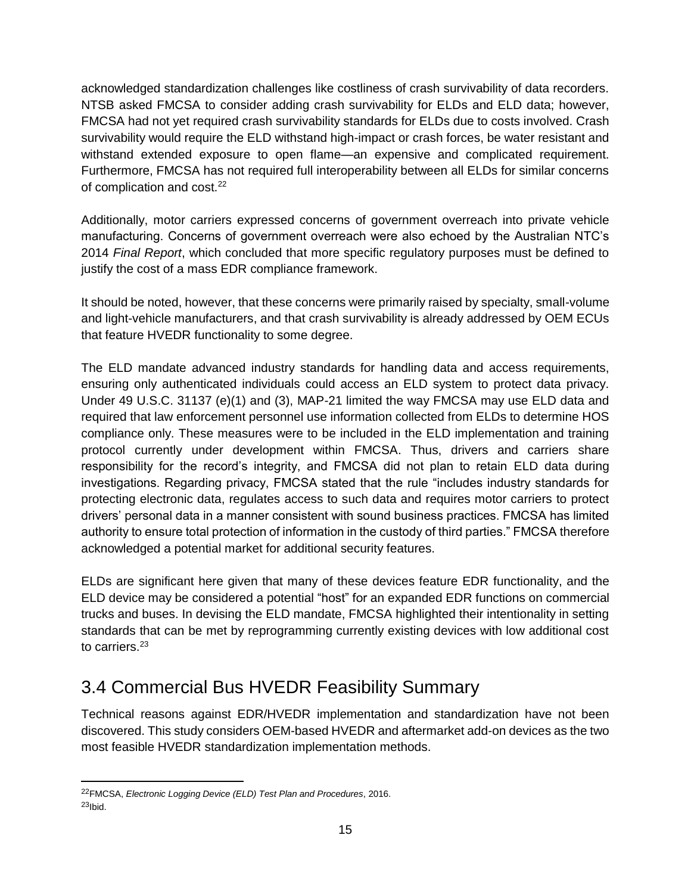acknowledged standardization challenges like costliness of crash survivability of data recorders. NTSB asked FMCSA to consider adding crash survivability for ELDs and ELD data; however, FMCSA had not yet required crash survivability standards for ELDs due to costs involved. Crash survivability would require the ELD withstand high-impact or crash forces, be water resistant and withstand extended exposure to open flame—an expensive and complicated requirement. Furthermore, FMCSA has not required full interoperability between all ELDs for similar concerns of complication and cost.[22]

Additionally, motor carriers expressed concerns of government overreach into private vehicle manufacturing. Concerns of government overreach were also echoed by the Australian NTC's 2014 *Final Report*, which concluded that more specific regulatory purposes must be defined to justify the cost of a mass EDR compliance framework.

It should be noted, however, that these concerns were primarily raised by specialty, small-volume and light-vehicle manufacturers, and that crash survivability is already addressed by OEM ECUs that feature HVEDR functionality to some degree.

The ELD mandate advanced industry standards for handling data and access requirements, ensuring only authenticated individuals could access an ELD system to protect data privacy. Under 49 U.S.C. 31137 (e)(1) and (3), MAP-21 limited the way FMCSA may use ELD data and required that law enforcement personnel use information collected from ELDs to determine HOS compliance only. These measures were to be included in the ELD implementation and training protocol currently under development within FMCSA. Thus, drivers and carriers share responsibility for the record's integrity, and FMCSA did not plan to retain ELD data during investigations. Regarding privacy, FMCSA stated that the rule "includes industry standards for protecting electronic data, regulates access to such data and requires motor carriers to protect drivers' personal data in a manner consistent with sound business practices. FMCSA has limited authority to ensure total protection of information in the custody of third parties." FMCSA therefore acknowledged a potential market for additional security features.

ELDs are significant here given that many of these devices feature EDR functionality, and the ELD device may be considered a potential "host" for an expanded EDR functions on commercial trucks and buses. In devising the ELD mandate, FMCSA highlighted their intentionality in setting standards that can be met by reprogramming currently existing devices with low additional cost to carriers.[23]

## 3.4 Commercial Bus HVEDR Feasibility Summary

Technical reasons against EDR/HVEDR implementation and standardization have not been discovered. This study considers OEM-based HVEDR and aftermarket add-on devices as the two most feasible HVEDR standardization implementation methods.

[22] FMCSA, *Electronic Logging Device (ELD) Test Plan and Procedures*, 2016.
[23] Ibid.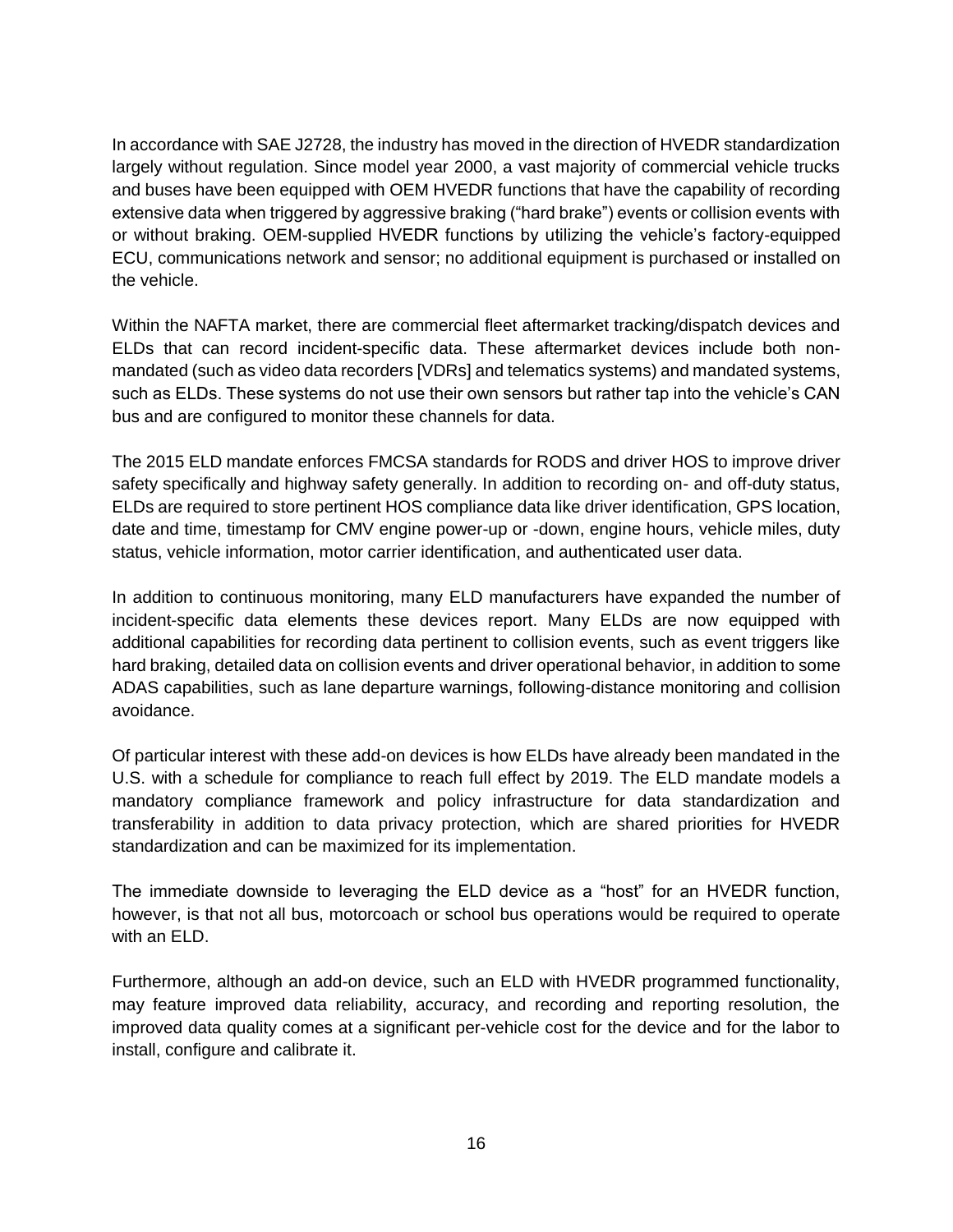In accordance with SAE J2728, the industry has moved in the direction of HVEDR standardization largely without regulation. Since model year 2000, a vast majority of commercial vehicle trucks and buses have been equipped with OEM HVEDR functions that have the capability of recording extensive data when triggered by aggressive braking ("hard brake") events or collision events with or without braking. OEM-supplied HVEDR functions by utilizing the vehicle's factory-equipped ECU, communications network and sensor; no additional equipment is purchased or installed on the vehicle.

Within the NAFTA market, there are commercial fleet aftermarket tracking/dispatch devices and ELDs that can record incident-specific data. These aftermarket devices include both non-mandated (such as video data recorders [VDRs] and telematics systems) and mandated systems, such as ELDs. These systems do not use their own sensors but rather tap into the vehicle's CAN bus and are configured to monitor these channels for data.

The 2015 ELD mandate enforces FMCSA standards for RODS and driver HOS to improve driver safety specifically and highway safety generally. In addition to recording on- and off-duty status, ELDs are required to store pertinent HOS compliance data like driver identification, GPS location, date and time, timestamp for CMV engine power-up or -down, engine hours, vehicle miles, duty status, vehicle information, motor carrier identification, and authenticated user data.

In addition to continuous monitoring, many ELD manufacturers have expanded the number of incident-specific data elements these devices report. Many ELDs are now equipped with additional capabilities for recording data pertinent to collision events, such as event triggers like hard braking, detailed data on collision events and driver operational behavior, in addition to some ADAS capabilities, such as lane departure warnings, following-distance monitoring and collision avoidance.

Of particular interest with these add-on devices is how ELDs have already been mandated in the U.S. with a schedule for compliance to reach full effect by 2019. The ELD mandate models a mandatory compliance framework and policy infrastructure for data standardization and transferability in addition to data privacy protection, which are shared priorities for HVEDR standardization and can be maximized for its implementation.

The immediate downside to leveraging the ELD device as a "host" for an HVEDR function, however, is that not all bus, motorcoach or school bus operations would be required to operate with an ELD.

Furthermore, although an add-on device, such an ELD with HVEDR programmed functionality, may feature improved data reliability, accuracy, and recording and reporting resolution, the improved data quality comes at a significant per-vehicle cost for the device and for the labor to install, configure and calibrate it.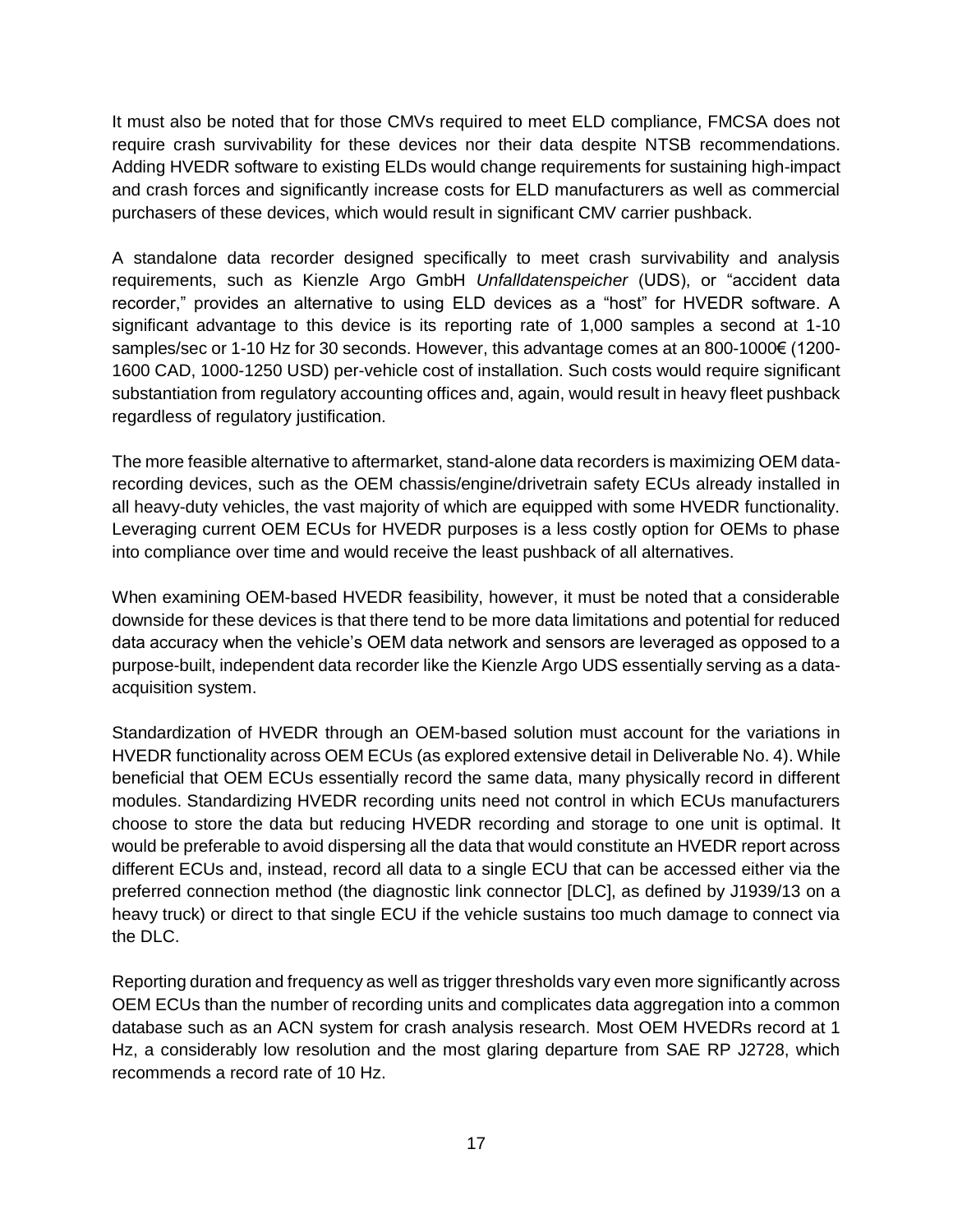It must also be noted that for those CMVs required to meet ELD compliance, FMCSA does not require crash survivability for these devices nor their data despite NTSB recommendations. Adding HVEDR software to existing ELDs would change requirements for sustaining high-impact and crash forces and significantly increase costs for ELD manufacturers as well as commercial purchasers of these devices, which would result in significant CMV carrier pushback.

A standalone data recorder designed specifically to meet crash survivability and analysis requirements, such as Kienzle Argo GmbH *Unfalldatenspeicher* (UDS), or "accident data recorder," provides an alternative to using ELD devices as a "host" for HVEDR software. A significant advantage to this device is its reporting rate of 1,000 samples a second at 1-10 samples/sec or 1-10 Hz for 30 seconds. However, this advantage comes at an 800-1000€ (1200-1600 CAD, 1000-1250 USD) per-vehicle cost of installation. Such costs would require significant substantiation from regulatory accounting offices and, again, would result in heavy fleet pushback regardless of regulatory justification.

The more feasible alternative to aftermarket, stand-alone data recorders is maximizing OEM data-recording devices, such as the OEM chassis/engine/drivetrain safety ECUs already installed in all heavy-duty vehicles, the vast majority of which are equipped with some HVEDR functionality. Leveraging current OEM ECUs for HVEDR purposes is a less costly option for OEMs to phase into compliance over time and would receive the least pushback of all alternatives.

When examining OEM-based HVEDR feasibility, however, it must be noted that a considerable downside for these devices is that there tend to be more data limitations and potential for reduced data accuracy when the vehicle's OEM data network and sensors are leveraged as opposed to a purpose-built, independent data recorder like the Kienzle Argo UDS essentially serving as a data-acquisition system.

Standardization of HVEDR through an OEM-based solution must account for the variations in HVEDR functionality across OEM ECUs (as explored extensive detail in Deliverable No. 4). While beneficial that OEM ECUs essentially record the same data, many physically record in different modules. Standardizing HVEDR recording units need not control in which ECUs manufacturers choose to store the data but reducing HVEDR recording and storage to one unit is optimal. It would be preferable to avoid dispersing all the data that would constitute an HVEDR report across different ECUs and, instead, record all data to a single ECU that can be accessed either via the preferred connection method (the diagnostic link connector [DLC], as defined by J1939/13 on a heavy truck) or direct to that single ECU if the vehicle sustains too much damage to connect via the DLC.

Reporting duration and frequency as well as trigger thresholds vary even more significantly across OEM ECUs than the number of recording units and complicates data aggregation into a common database such as an ACN system for crash analysis research. Most OEM HVEDRs record at 1 Hz, a considerably low resolution and the most glaring departure from SAE RP J2728, which recommends a record rate of 10 Hz.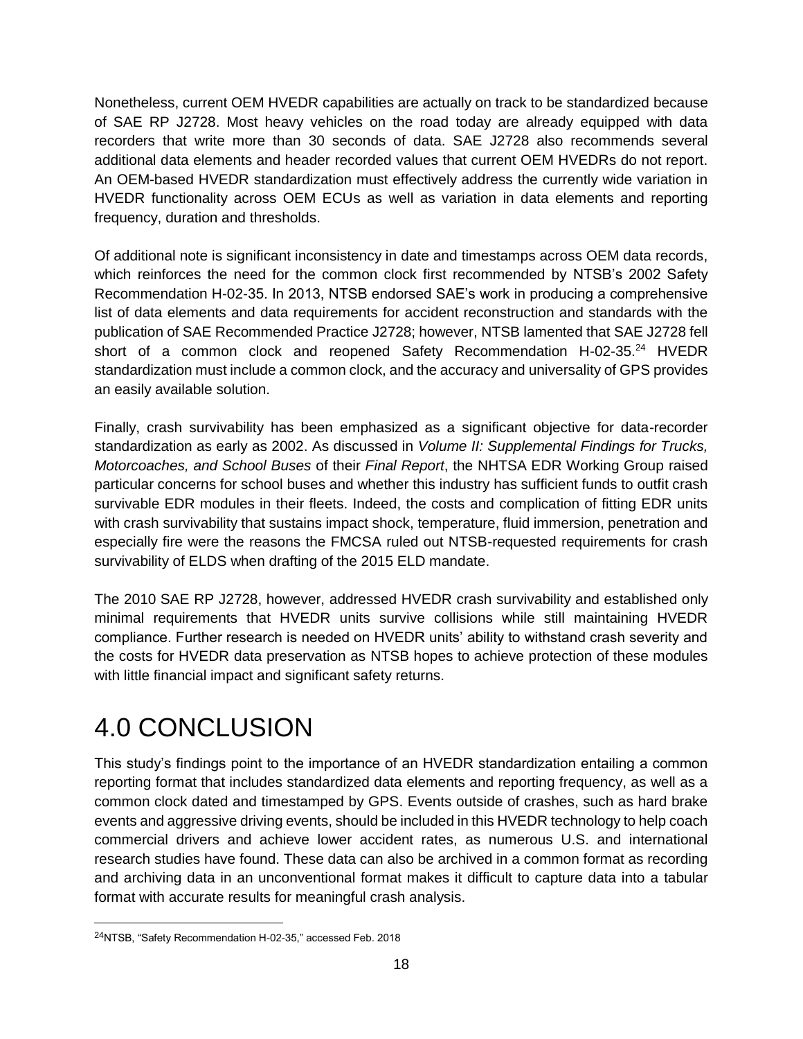Nonetheless, current OEM HVEDR capabilities are actually on track to be standardized because of SAE RP J2728. Most heavy vehicles on the road today are already equipped with data recorders that write more than 30 seconds of data. SAE J2728 also recommends several additional data elements and header recorded values that current OEM HVEDRs do not report. An OEM-based HVEDR standardization must effectively address the currently wide variation in HVEDR functionality across OEM ECUs as well as variation in data elements and reporting frequency, duration and thresholds.

Of additional note is significant inconsistency in date and timestamps across OEM data records, which reinforces the need for the common clock first recommended by NTSB's 2002 Safety Recommendation H-02-35. In 2013, NTSB endorsed SAE's work in producing a comprehensive list of data elements and data requirements for accident reconstruction and standards with the publication of SAE Recommended Practice J2728; however, NTSB lamented that SAE J2728 fell short of a common clock and reopened Safety Recommendation H-02-35.[24] HVEDR standardization must include a common clock, and the accuracy and universality of GPS provides an easily available solution.

Finally, crash survivability has been emphasized as a significant objective for data-recorder standardization as early as 2002. As discussed in *Volume II: Supplemental Findings for Trucks, Motorcoaches, and School Buses* of their *Final Report*, the NHTSA EDR Working Group raised particular concerns for school buses and whether this industry has sufficient funds to outfit crash survivable EDR modules in their fleets. Indeed, the costs and complication of fitting EDR units with crash survivability that sustains impact shock, temperature, fluid immersion, penetration and especially fire were the reasons the FMCSA ruled out NTSB-requested requirements for crash survivability of ELDS when drafting of the 2015 ELD mandate.

The 2010 SAE RP J2728, however, addressed HVEDR crash survivability and established only minimal requirements that HVEDR units survive collisions while still maintaining HVEDR compliance. Further research is needed on HVEDR units' ability to withstand crash severity and the costs for HVEDR data preservation as NTSB hopes to achieve protection of these modules with little financial impact and significant safety returns.

# 4.0 CONCLUSION

This study's findings point to the importance of an HVEDR standardization entailing a common reporting format that includes standardized data elements and reporting frequency, as well as a common clock dated and timestamped by GPS. Events outside of crashes, such as hard brake events and aggressive driving events, should be included in this HVEDR technology to help coach commercial drivers and achieve lower accident rates, as numerous U.S. and international research studies have found. These data can also be archived in a common format as recording and archiving data in an unconventional format makes it difficult to capture data into a tabular format with accurate results for meaningful crash analysis.

[24] NTSB, "Safety Recommendation H-02-35," accessed Feb. 2018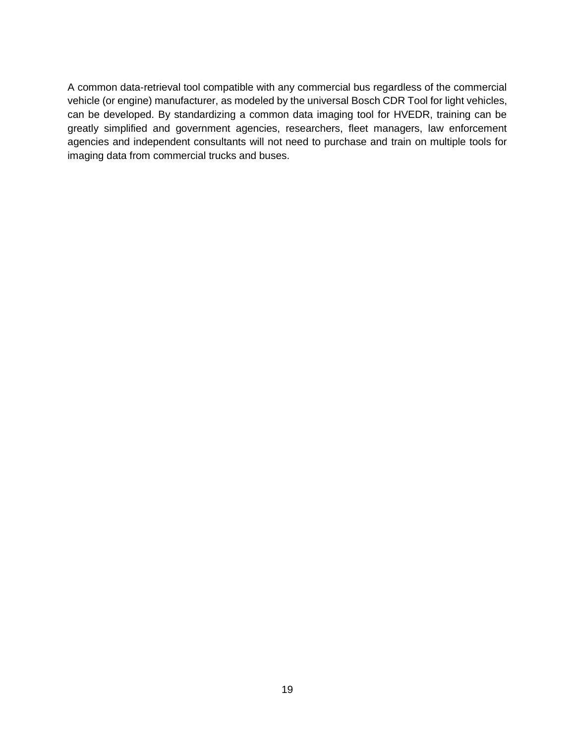A common data-retrieval tool compatible with any commercial bus regardless of the commercial vehicle (or engine) manufacturer, as modeled by the universal Bosch CDR Tool for light vehicles, can be developed. By standardizing a common data imaging tool for HVEDR, training can be greatly simplified and government agencies, researchers, fleet managers, law enforcement agencies and independent consultants will not need to purchase and train on multiple tools for imaging data from commercial trucks and buses.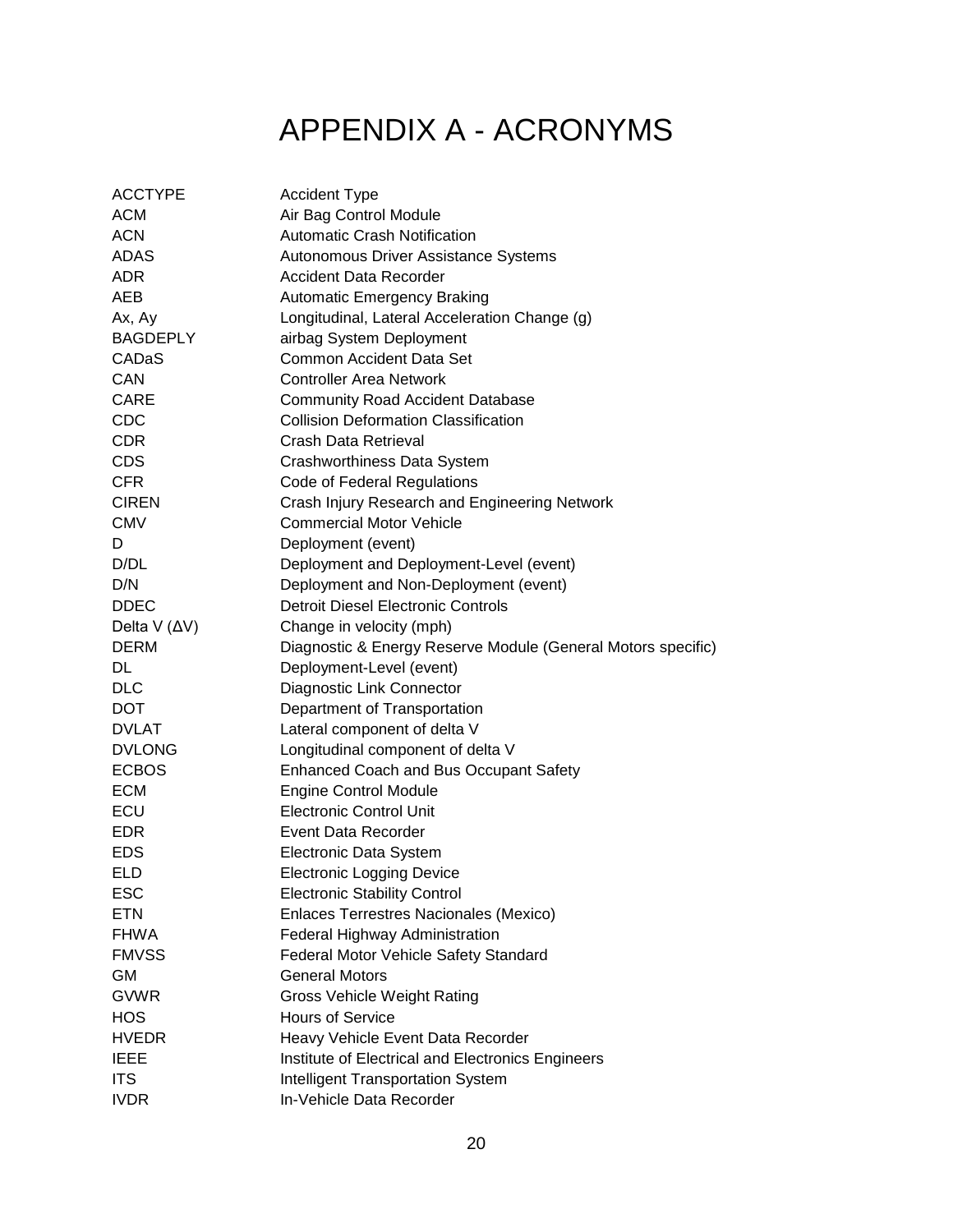# APPENDIX A - ACRONYMS

| | |
|---|---|
| ACCTYPE | Accident Type |
| ACM | Air Bag Control Module |
| ACN | Automatic Crash Notification |
| ADAS | Autonomous Driver Assistance Systems |
| ADR | Accident Data Recorder |
| AEB | Automatic Emergency Braking |
| Ax, Ay | Longitudinal, Lateral Acceleration Change (g) |
| BAGDEPLY | airbag System Deployment |
| CADaS | Common Accident Data Set |
| CAN | Controller Area Network |
| CARE | Community Road Accident Database |
| CDC | Collision Deformation Classification |
| CDR | Crash Data Retrieval |
| CDS | Crashworthiness Data System |
| CFR | Code of Federal Regulations |
| CIREN | Crash Injury Research and Engineering Network |
| CMV | Commercial Motor Vehicle |
| D | Deployment (event) |
| D/DL | Deployment and Deployment-Level (event) |
| D/N | Deployment and Non-Deployment (event) |
| DDEC | Detroit Diesel Electronic Controls |
| Delta V ($\Delta V$) | Change in velocity (mph) |
| DERM | Diagnostic & Energy Reserve Module (General Motors specific) |
| DL | Deployment-Level (event) |
| DLC | Diagnostic Link Connector |
| DOT | Department of Transportation |
| DVLAT | Lateral component of delta V |
| DVLONG | Longitudinal component of delta V |
| ECBOS | Enhanced Coach and Bus Occupant Safety |
| ECM | Engine Control Module |
| ECU | Electronic Control Unit |
| EDR | Event Data Recorder |
| EDS | Electronic Data System |
| ELD | Electronic Logging Device |
| ESC | Electronic Stability Control |
| ETN | Enlaces Terrestres Nacionales (Mexico) |
| FHWA | Federal Highway Administration |
| FMVSS | Federal Motor Vehicle Safety Standard |
| GM | General Motors |
| GVWR | Gross Vehicle Weight Rating |
| HOS | Hours of Service |
| HVEDR | Heavy Vehicle Event Data Recorder |
| IEEE | Institute of Electrical and Electronics Engineers |
| ITS | Intelligent Transportation System |
| IVDR | In-Vehicle Data Recorder |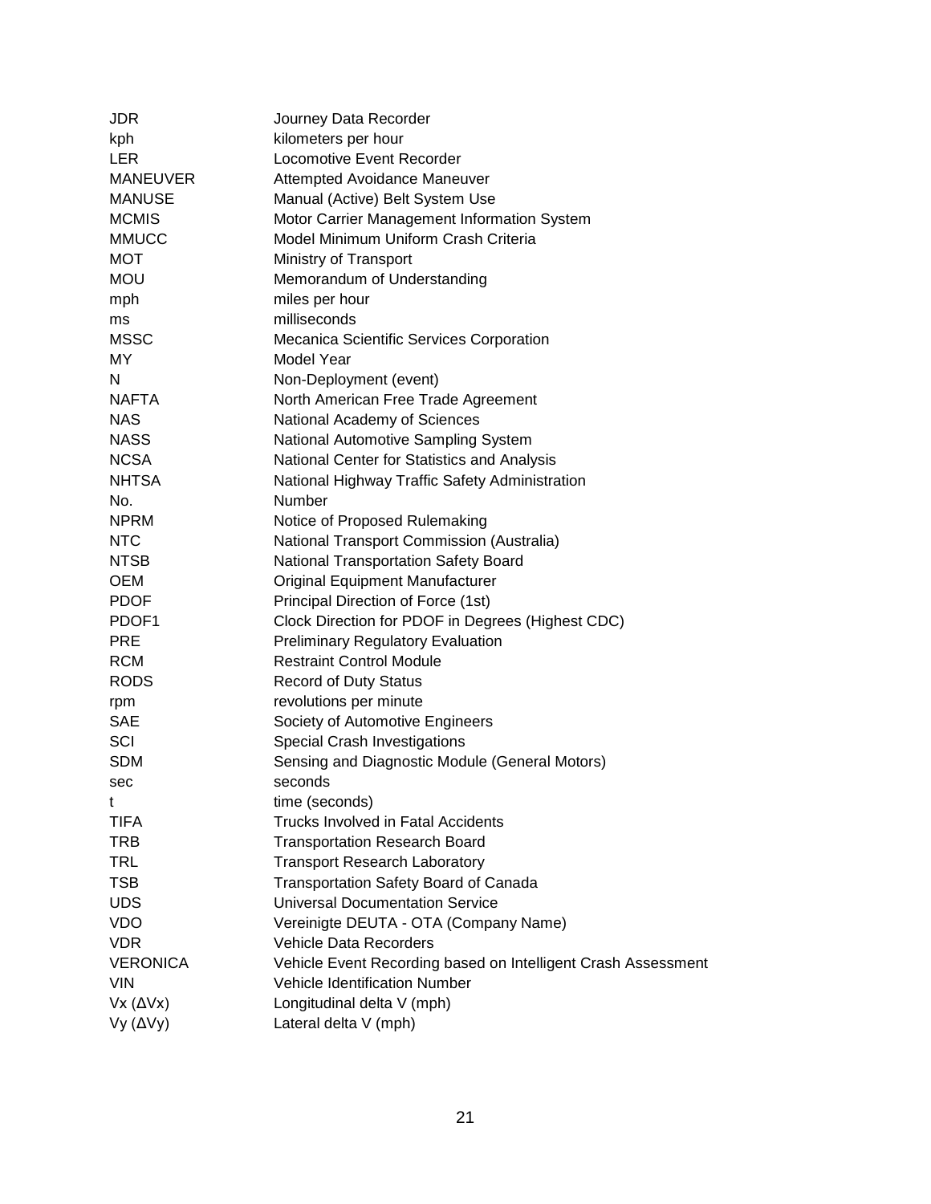| | |
|---|---|
| JDR | Journey Data Recorder |
| kph | kilometers per hour |
| LER | Locomotive Event Recorder |
| MANEUVER | Attempted Avoidance Maneuver |
| MANUSE | Manual (Active) Belt System Use |
| MCMIS | Motor Carrier Management Information System |
| MMUCC | Model Minimum Uniform Crash Criteria |
| MOT | Ministry of Transport |
| MOU | Memorandum of Understanding |
| mph | miles per hour |
| ms | milliseconds |
| MSSC | Mecanica Scientific Services Corporation |
| MY | Model Year |
| N | Non-Deployment (event) |
| NAFTA | North American Free Trade Agreement |
| NAS | National Academy of Sciences |
| NASS | National Automotive Sampling System |
| NCSA | National Center for Statistics and Analysis |
| NHTSA | National Highway Traffic Safety Administration |
| No. | Number |
| NPRM | Notice of Proposed Rulemaking |
| NTC | National Transport Commission (Australia) |
| NTSB | National Transportation Safety Board |
| OEM | Original Equipment Manufacturer |
| PDOF | Principal Direction of Force (1st) |
| PDOF1 | Clock Direction for PDOF in Degrees (Highest CDC) |
| PRE | Preliminary Regulatory Evaluation |
| RCM | Restraint Control Module |
| RODS | Record of Duty Status |
| rpm | revolutions per minute |
| SAE | Society of Automotive Engineers |
| SCI | Special Crash Investigations |
| SDM | Sensing and Diagnostic Module (General Motors) |
| sec | seconds |
| t | time (seconds) |
| TIFA | Trucks Involved in Fatal Accidents |
| TRB | Transportation Research Board |
| TRL | Transport Research Laboratory |
| TSB | Transportation Safety Board of Canada |
| UDS | Universal Documentation Service |
| VDO | Vereinigte DEUTA - OTA (Company Name) |
| VDR | Vehicle Data Recorders |
| VERONICA | Vehicle Event Recording based on Intelligent Crash Assessment |
| VIN | Vehicle Identification Number |
| Vx ($\Delta Vx$) | Longitudinal delta V (mph) |
| Vy ($\Delta Vy$) | Lateral delta V (mph) |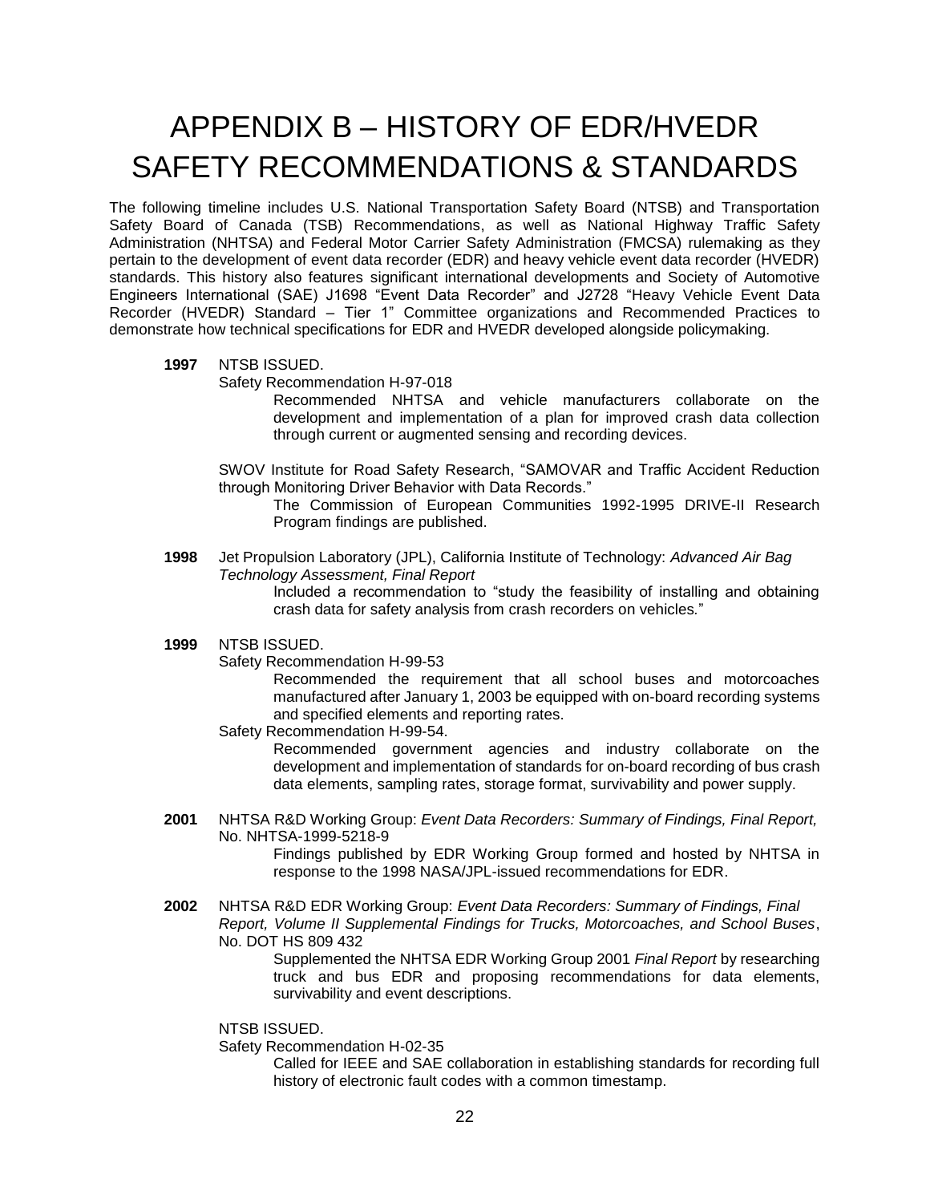# APPENDIX B – HISTORY OF EDR/HVEDR SAFETY RECOMMENDATIONS & STANDARDS

The following timeline includes U.S. National Transportation Safety Board (NTSB) and Transportation Safety Board of Canada (TSB) Recommendations, as well as National Highway Traffic Safety Administration (NHTSA) and Federal Motor Carrier Safety Administration (FMCSA) rulemaking as they pertain to the development of event data recorder (EDR) and heavy vehicle event data recorder (HVEDR) standards. This history also features significant international developments and Society of Automotive Engineers International (SAE) J1698 "Event Data Recorder" and J2728 "Heavy Vehicle Event Data Recorder (HVEDR) Standard – Tier 1" Committee organizations and Recommended Practices to demonstrate how technical specifications for EDR and HVEDR developed alongside policymaking.

**1997** NTSB ISSUED.

Safety Recommendation H-97-018

> Recommended NHTSA and vehicle manufacturers collaborate on the development and implementation of a plan for improved crash data collection through current or augmented sensing and recording devices.

SWOV Institute for Road Safety Research, "SAMOVAR and Traffic Accident Reduction through Monitoring Driver Behavior with Data Records."

> The Commission of European Communities 1992-1995 DRIVE-II Research Program findings are published.

**1998** Jet Propulsion Laboratory (JPL), California Institute of Technology: *Advanced Air Bag Technology Assessment, Final Report*

> Included a recommendation to "study the feasibility of installing and obtaining crash data for safety analysis from crash recorders on vehicles*.*"

**1999** NTSB ISSUED.

Safety Recommendation H-99-53

> Recommended the requirement that all school buses and motorcoaches manufactured after January 1, 2003 be equipped with on-board recording systems and specified elements and reporting rates.

Safety Recommendation H-99-54.

> Recommended government agencies and industry collaborate on the development and implementation of standards for on-board recording of bus crash data elements, sampling rates, storage format, survivability and power supply.

**2001** NHTSA R&D Working Group: *Event Data Recorders: Summary of Findings, Final Report,* No. NHTSA-1999-5218-9

> Findings published by EDR Working Group formed and hosted by NHTSA in response to the 1998 NASA/JPL-issued recommendations for EDR.

**2002** NHTSA R&D EDR Working Group: *Event Data Recorders: Summary of Findings, Final Report, Volume II Supplemental Findings for Trucks, Motorcoaches, and School Buses*, No. DOT HS 809 432

> Supplemented the NHTSA EDR Working Group 2001 *Final Report* by researching truck and bus EDR and proposing recommendations for data elements, survivability and event descriptions.

NTSB ISSUED.

Safety Recommendation H-02-35

> Called for IEEE and SAE collaboration in establishing standards for recording full history of electronic fault codes with a common timestamp.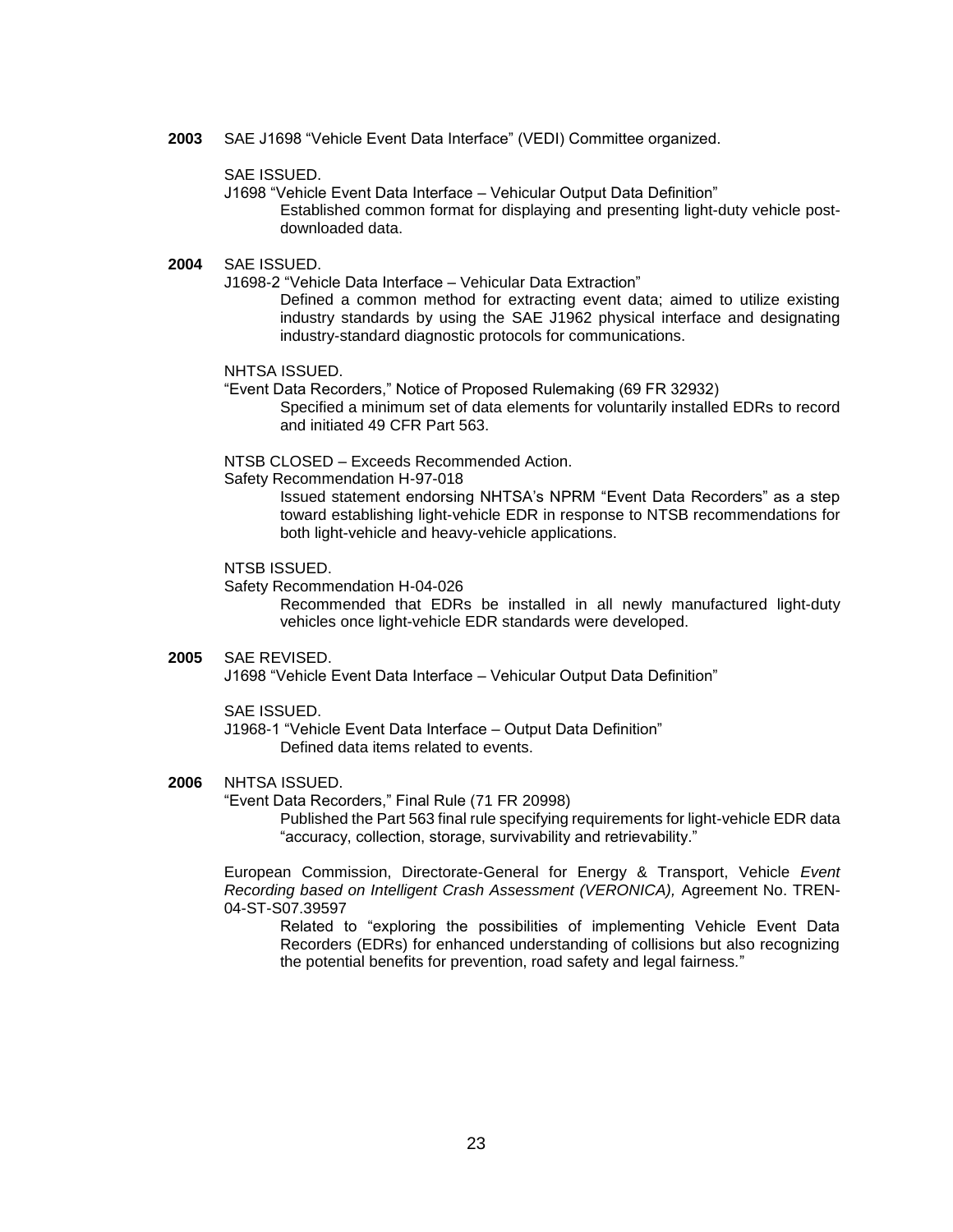**2003** SAE J1698 "Vehicle Event Data Interface" (VEDI) Committee organized.

SAE ISSUED.

J1698 "Vehicle Event Data Interface – Vehicular Output Data Definition"

Established common format for displaying and presenting light-duty vehicle post-downloaded data.

**2004** SAE ISSUED.

J1698-2 "Vehicle Data Interface – Vehicular Data Extraction"

Defined a common method for extracting event data; aimed to utilize existing industry standards by using the SAE J1962 physical interface and designating industry-standard diagnostic protocols for communications.

NHTSA ISSUED.

"Event Data Recorders," Notice of Proposed Rulemaking (69 FR 32932)

Specified a minimum set of data elements for voluntarily installed EDRs to record and initiated 49 CFR Part 563.

NTSB CLOSED – Exceeds Recommended Action.

Safety Recommendation H-97-018

Issued statement endorsing NHTSA's NPRM "Event Data Recorders" as a step toward establishing light-vehicle EDR in response to NTSB recommendations for both light-vehicle and heavy-vehicle applications.

NTSB ISSUED.

Safety Recommendation H-04-026

Recommended that EDRs be installed in all newly manufactured light-duty vehicles once light-vehicle EDR standards were developed.

**2005** SAE REVISED.

J1698 "Vehicle Event Data Interface – Vehicular Output Data Definition"

SAE ISSUED.

J1968-1 "Vehicle Event Data Interface – Output Data Definition"

Defined data items related to events.

**2006** NHTSA ISSUED.

"Event Data Recorders," Final Rule (71 FR 20998)

Published the Part 563 final rule specifying requirements for light-vehicle EDR data "accuracy, collection, storage, survivability and retrievability."

European Commission, Directorate-General for Energy & Transport, Vehicle *Event Recording based on Intelligent Crash Assessment (VERONICA),* Agreement No. TREN-04-ST-S07.39597

Related to "exploring the possibilities of implementing Vehicle Event Data Recorders (EDRs) for enhanced understanding of collisions but also recognizing the potential benefits for prevention, road safety and legal fairness."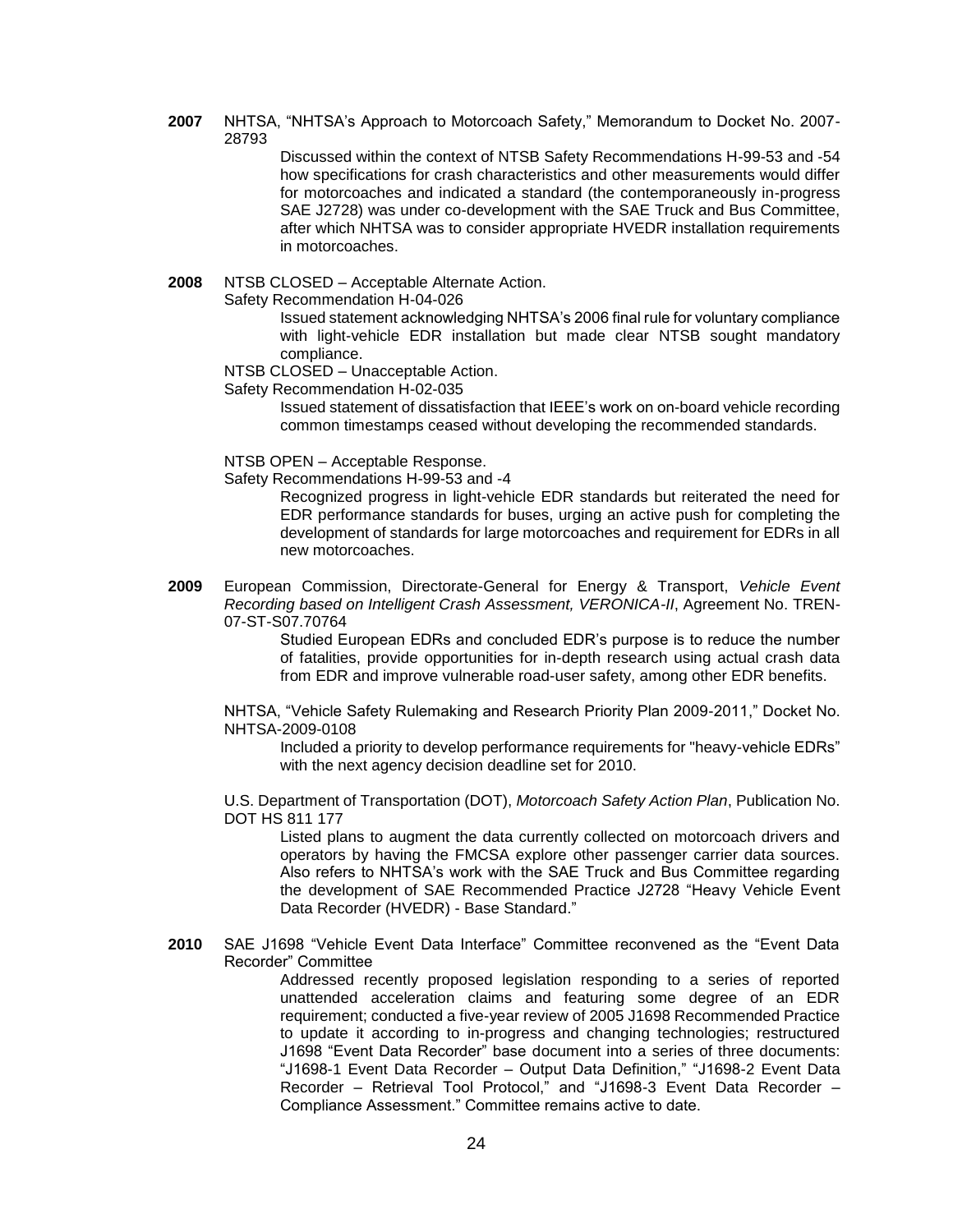**2007** NHTSA, "NHTSA's Approach to Motorcoach Safety," Memorandum to Docket No. 2007-28793

> Discussed within the context of NTSB Safety Recommendations H-99-53 and -54 how specifications for crash characteristics and other measurements would differ for motorcoaches and indicated a standard (the contemporaneously in-progress SAE J2728) was under co-development with the SAE Truck and Bus Committee, after which NHTSA was to consider appropriate HVEDR installation requirements in motorcoaches.

**2008** NTSB CLOSED – Acceptable Alternate Action.
Safety Recommendation H-04-026

> Issued statement acknowledging NHTSA's 2006 final rule for voluntary compliance with light-vehicle EDR installation but made clear NTSB sought mandatory compliance.

NTSB CLOSED – Unacceptable Action.
Safety Recommendation H-02-035

> Issued statement of dissatisfaction that IEEE's work on on-board vehicle recording common timestamps ceased without developing the recommended standards.

NTSB OPEN – Acceptable Response.
Safety Recommendations H-99-53 and -4

> Recognized progress in light-vehicle EDR standards but reiterated the need for EDR performance standards for buses, urging an active push for completing the development of standards for large motorcoaches and requirement for EDRs in all new motorcoaches.

**2009** European Commission, Directorate-General for Energy & Transport, *Vehicle Event Recording based on Intelligent Crash Assessment, VERONICA-II*, Agreement No. TREN-07-ST-S07.70764

> Studied European EDRs and concluded EDR's purpose is to reduce the number of fatalities, provide opportunities for in-depth research using actual crash data from EDR and improve vulnerable road-user safety, among other EDR benefits.

NHTSA, "Vehicle Safety Rulemaking and Research Priority Plan 2009-2011," Docket No. NHTSA-2009-0108

> Included a priority to develop performance requirements for "heavy-vehicle EDRs" with the next agency decision deadline set for 2010.

U.S. Department of Transportation (DOT), *Motorcoach Safety Action Plan*, Publication No. DOT HS 811 177

> Listed plans to augment the data currently collected on motorcoach drivers and operators by having the FMCSA explore other passenger carrier data sources. Also refers to NHTSA's work with the SAE Truck and Bus Committee regarding the development of SAE Recommended Practice J2728 "Heavy Vehicle Event Data Recorder (HVEDR) - Base Standard."

**2010** SAE J1698 "Vehicle Event Data Interface" Committee reconvened as the "Event Data Recorder" Committee

> Addressed recently proposed legislation responding to a series of reported unattended acceleration claims and featuring some degree of an EDR requirement; conducted a five-year review of 2005 J1698 Recommended Practice to update it according to in-progress and changing technologies; restructured J1698 "Event Data Recorder" base document into a series of three documents: "J1698-1 Event Data Recorder – Output Data Definition," "J1698-2 Event Data Recorder – Retrieval Tool Protocol," and "J1698-3 Event Data Recorder – Compliance Assessment." Committee remains active to date.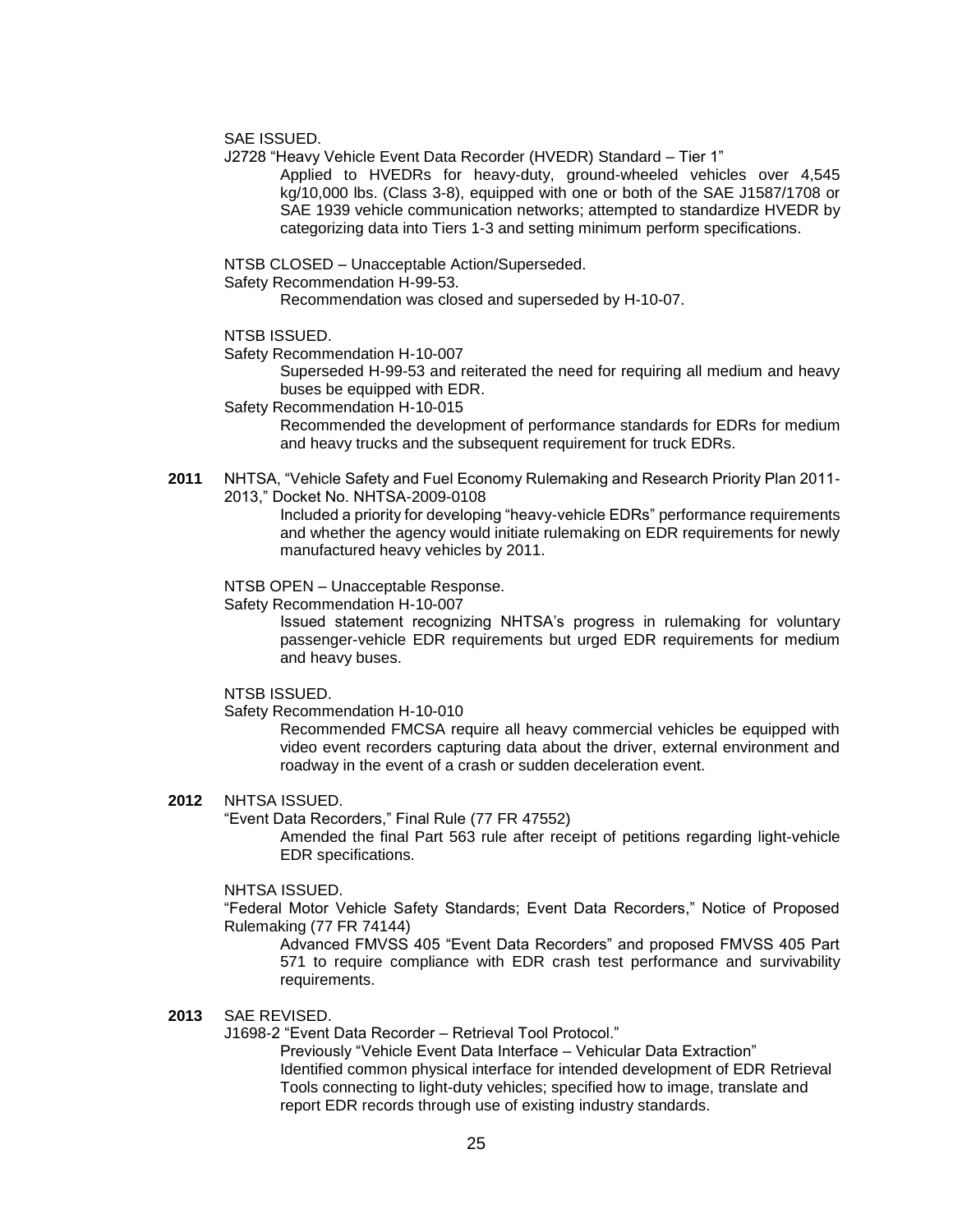SAE ISSUED.

J2728 "Heavy Vehicle Event Data Recorder (HVEDR) Standard – Tier 1"

> Applied to HVEDRs for heavy-duty, ground-wheeled vehicles over 4,545 kg/10,000 lbs. (Class 3-8), equipped with one or both of the SAE J1587/1708 or SAE 1939 vehicle communication networks; attempted to standardize HVEDR by categorizing data into Tiers 1-3 and setting minimum perform specifications.

NTSB CLOSED – Unacceptable Action/Superseded.

Safety Recommendation H-99-53.

> Recommendation was closed and superseded by H-10-07.

NTSB ISSUED.

Safety Recommendation H-10-007

> Superseded H-99-53 and reiterated the need for requiring all medium and heavy buses be equipped with EDR.

Safety Recommendation H-10-015

> Recommended the development of performance standards for EDRs for medium and heavy trucks and the subsequent requirement for truck EDRs.

**2011** NHTSA, "Vehicle Safety and Fuel Economy Rulemaking and Research Priority Plan 2011-2013," Docket No. NHTSA-2009-0108

> Included a priority for developing "heavy-vehicle EDRs" performance requirements and whether the agency would initiate rulemaking on EDR requirements for newly manufactured heavy vehicles by 2011.

NTSB OPEN – Unacceptable Response.

Safety Recommendation H-10-007

> Issued statement recognizing NHTSA's progress in rulemaking for voluntary passenger-vehicle EDR requirements but urged EDR requirements for medium and heavy buses.

NTSB ISSUED.

Safety Recommendation H-10-010

> Recommended FMCSA require all heavy commercial vehicles be equipped with video event recorders capturing data about the driver, external environment and roadway in the event of a crash or sudden deceleration event.

**2012** NHTSA ISSUED.

"Event Data Recorders," Final Rule (77 FR 47552)

> Amended the final Part 563 rule after receipt of petitions regarding light-vehicle EDR specifications.

NHTSA ISSUED.

"Federal Motor Vehicle Safety Standards; Event Data Recorders," Notice of Proposed Rulemaking (77 FR 74144)

> Advanced FMVSS 405 "Event Data Recorders" and proposed FMVSS 405 Part 571 to require compliance with EDR crash test performance and survivability requirements.

**2013** SAE REVISED.

J1698-2 "Event Data Recorder – Retrieval Tool Protocol."

> Previously "Vehicle Event Data Interface – Vehicular Data Extraction"
> Identified common physical interface for intended development of EDR Retrieval Tools connecting to light-duty vehicles; specified how to image, translate and report EDR records through use of existing industry standards.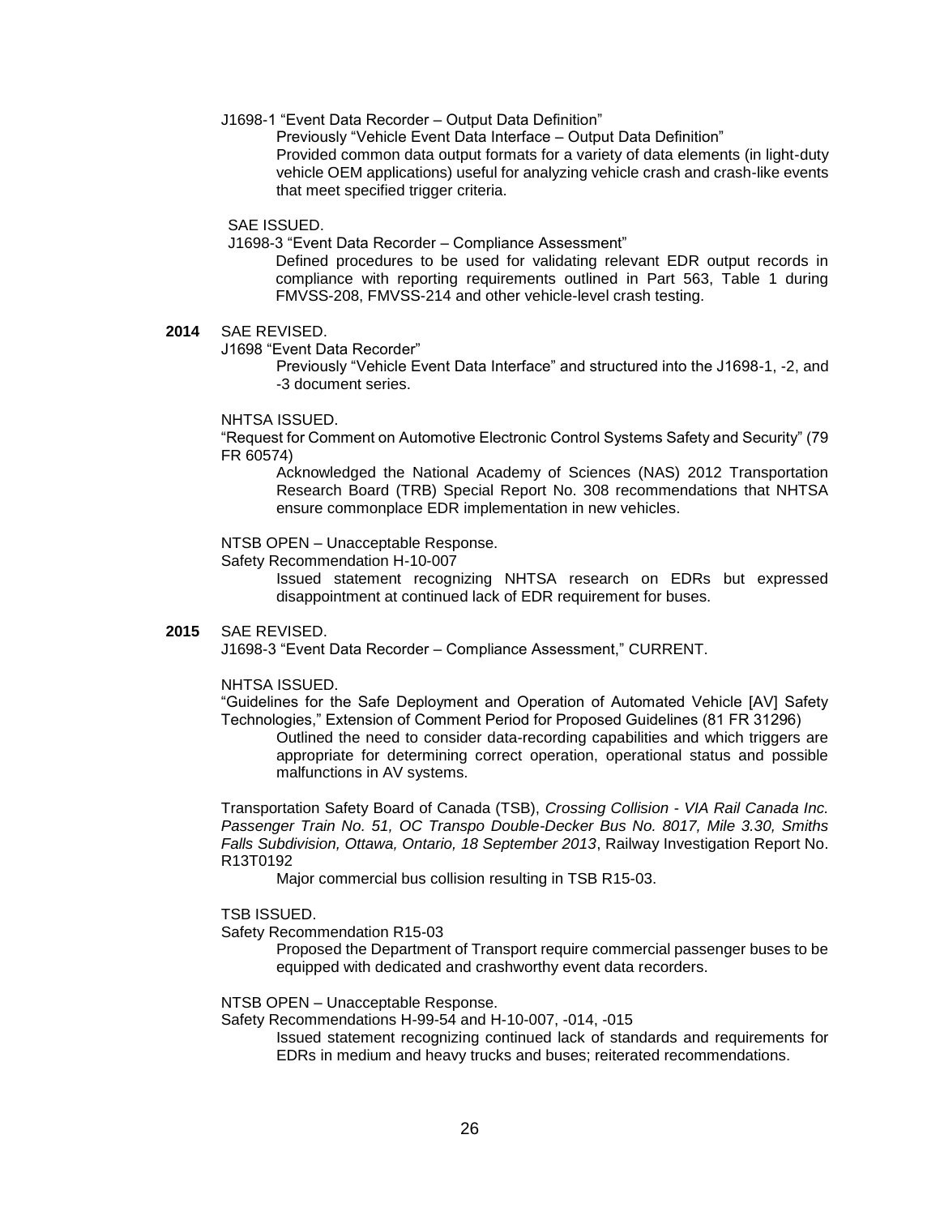J1698-1 "Event Data Recorder – Output Data Definition"

Previously "Vehicle Event Data Interface – Output Data Definition"

Provided common data output formats for a variety of data elements (in light-duty vehicle OEM applications) useful for analyzing vehicle crash and crash-like events that meet specified trigger criteria.

SAE ISSUED.

J1698-3 "Event Data Recorder – Compliance Assessment"

Defined procedures to be used for validating relevant EDR output records in compliance with reporting requirements outlined in Part 563, Table 1 during FMVSS-208, FMVSS-214 and other vehicle-level crash testing.

**2014** SAE REVISED.

J1698 "Event Data Recorder"

Previously "Vehicle Event Data Interface" and structured into the J1698-1, -2, and -3 document series.

NHTSA ISSUED.

"Request for Comment on Automotive Electronic Control Systems Safety and Security" (79 FR 60574)

Acknowledged the National Academy of Sciences (NAS) 2012 Transportation Research Board (TRB) Special Report No. 308 recommendations that NHTSA ensure commonplace EDR implementation in new vehicles.

NTSB OPEN – Unacceptable Response.

Safety Recommendation H-10-007

Issued statement recognizing NHTSA research on EDRs but expressed disappointment at continued lack of EDR requirement for buses.

**2015** SAE REVISED.

J1698-3 "Event Data Recorder – Compliance Assessment," CURRENT.

NHTSA ISSUED.

"Guidelines for the Safe Deployment and Operation of Automated Vehicle [AV] Safety Technologies," Extension of Comment Period for Proposed Guidelines (81 FR 31296)

Outlined the need to consider data-recording capabilities and which triggers are appropriate for determining correct operation, operational status and possible malfunctions in AV systems.

Transportation Safety Board of Canada (TSB), *Crossing Collision - VIA Rail Canada Inc. Passenger Train No. 51, OC Transpo Double-Decker Bus No. 8017, Mile 3.30, Smiths Falls Subdivision, Ottawa, Ontario, 18 September 2013*, Railway Investigation Report No. R13T0192

Major commercial bus collision resulting in TSB R15-03.

TSB ISSUED.

Safety Recommendation R15-03

Proposed the Department of Transport require commercial passenger buses to be equipped with dedicated and crashworthy event data recorders.

NTSB OPEN – Unacceptable Response.

Safety Recommendations H-99-54 and H-10-007, -014, -015

Issued statement recognizing continued lack of standards and requirements for EDRs in medium and heavy trucks and buses; reiterated recommendations.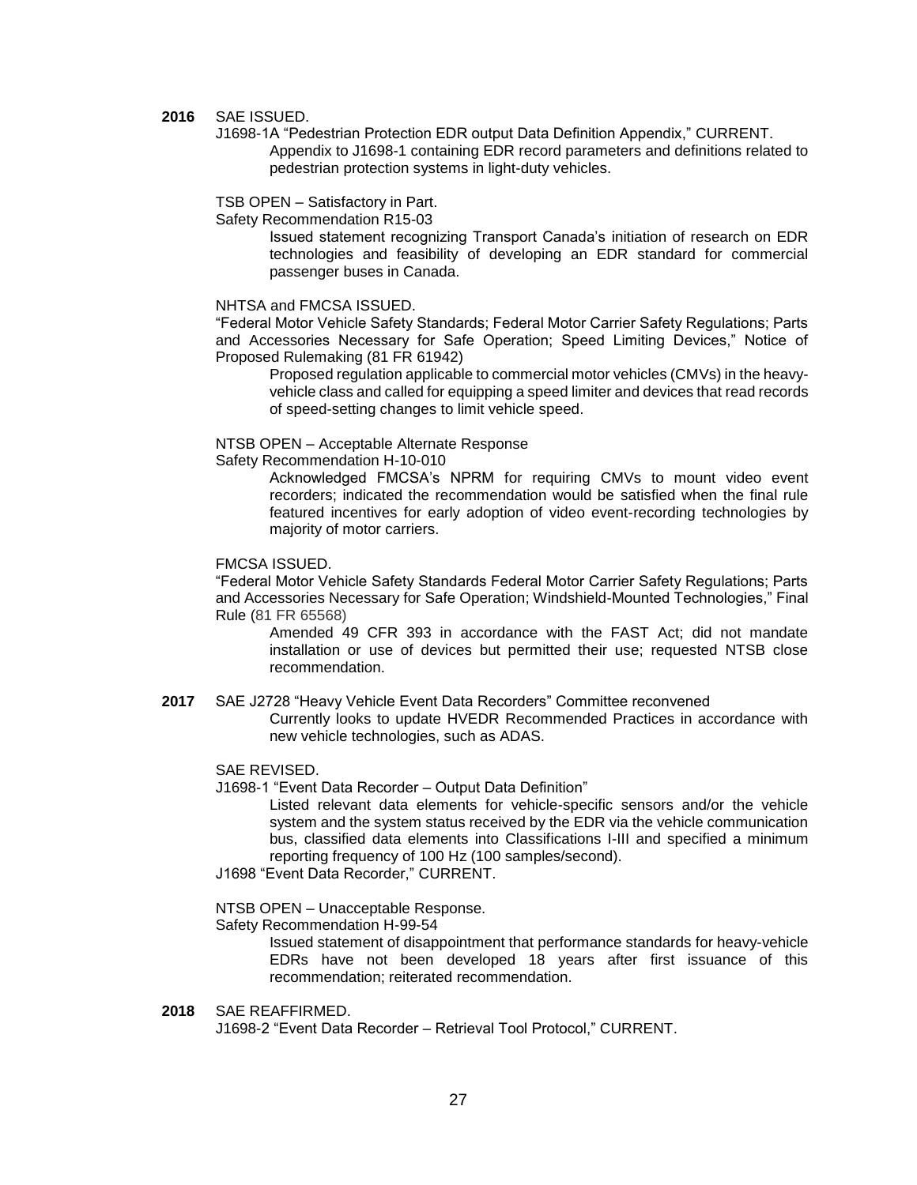**2016** SAE ISSUED.

J1698-1A "Pedestrian Protection EDR output Data Definition Appendix," CURRENT.

> Appendix to J1698-1 containing EDR record parameters and definitions related to pedestrian protection systems in light-duty vehicles.

TSB OPEN – Satisfactory in Part.

Safety Recommendation R15-03

> Issued statement recognizing Transport Canada's initiation of research on EDR technologies and feasibility of developing an EDR standard for commercial passenger buses in Canada.

NHTSA and FMCSA ISSUED.

"Federal Motor Vehicle Safety Standards; Federal Motor Carrier Safety Regulations; Parts and Accessories Necessary for Safe Operation; Speed Limiting Devices," Notice of Proposed Rulemaking (81 FR 61942)

> Proposed regulation applicable to commercial motor vehicles (CMVs) in the heavy-vehicle class and called for equipping a speed limiter and devices that read records of speed-setting changes to limit vehicle speed.

NTSB OPEN – Acceptable Alternate Response

Safety Recommendation H-10-010

> Acknowledged FMCSA's NPRM for requiring CMVs to mount video event recorders; indicated the recommendation would be satisfied when the final rule featured incentives for early adoption of video event-recording technologies by majority of motor carriers.

FMCSA ISSUED.

"Federal Motor Vehicle Safety Standards Federal Motor Carrier Safety Regulations; Parts and Accessories Necessary for Safe Operation; Windshield-Mounted Technologies," Final Rule (81 FR 65568)

> Amended 49 CFR 393 in accordance with the FAST Act; did not mandate installation or use of devices but permitted their use; requested NTSB close recommendation.

**2017** SAE J2728 "Heavy Vehicle Event Data Recorders" Committee reconvened

> Currently looks to update HVEDR Recommended Practices in accordance with new vehicle technologies, such as ADAS.

SAE REVISED.

J1698-1 "Event Data Recorder – Output Data Definition"

> Listed relevant data elements for vehicle-specific sensors and/or the vehicle system and the system status received by the EDR via the vehicle communication bus, classified data elements into Classifications I-III and specified a minimum reporting frequency of 100 Hz (100 samples/second).

J1698 "Event Data Recorder," CURRENT.

NTSB OPEN – Unacceptable Response.

Safety Recommendation H-99-54

> Issued statement of disappointment that performance standards for heavy-vehicle EDRs have not been developed 18 years after first issuance of this recommendation; reiterated recommendation.

**2018** SAE REAFFIRMED.

J1698-2 "Event Data Recorder – Retrieval Tool Protocol," CURRENT.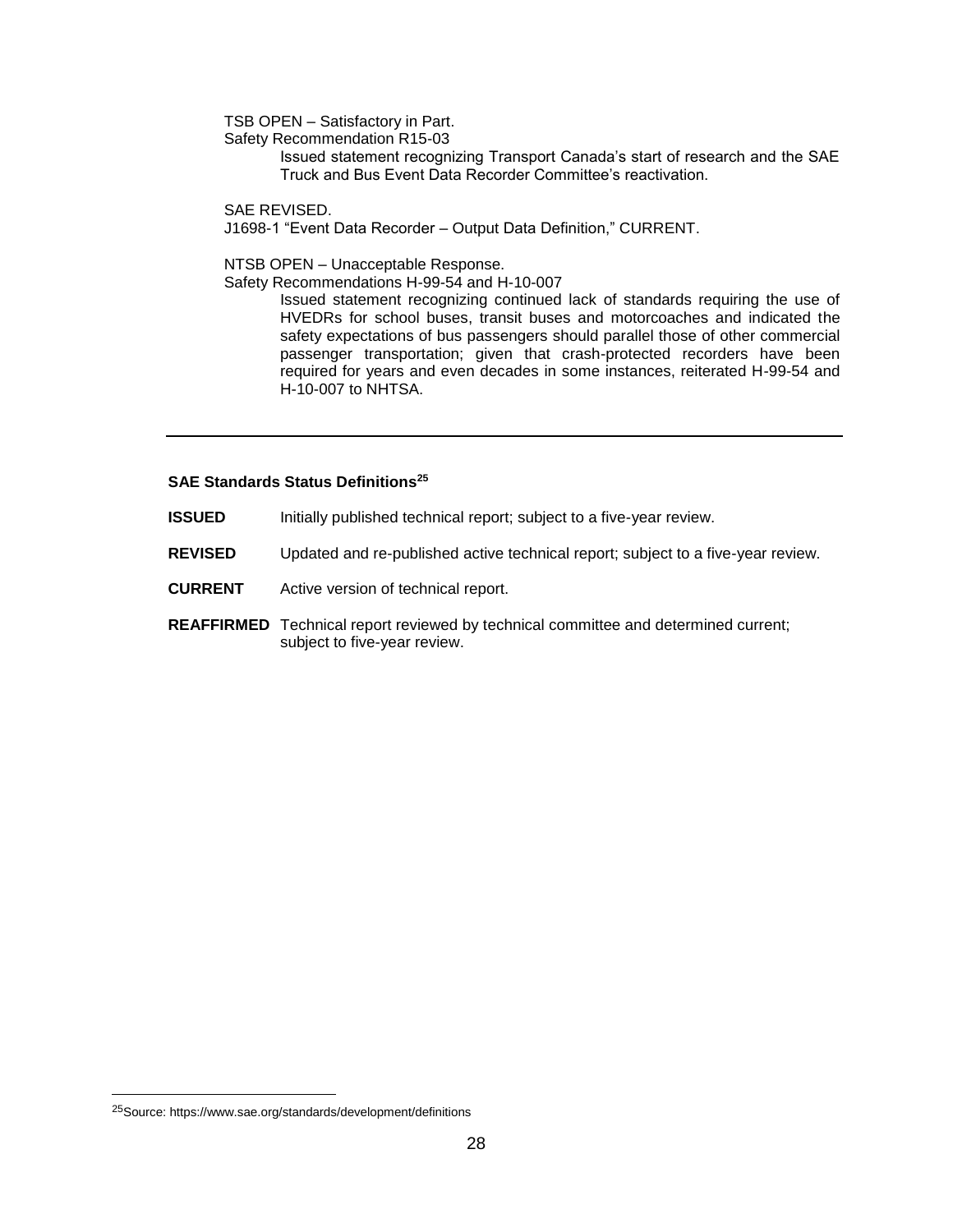TSB OPEN – Satisfactory in Part.
Safety Recommendation R15-03

> Issued statement recognizing Transport Canada's start of research and the SAE Truck and Bus Event Data Recorder Committee's reactivation.

SAE REVISED.
J1698-1 "Event Data Recorder – Output Data Definition," CURRENT.

NTSB OPEN – Unacceptable Response.
Safety Recommendations H-99-54 and H-10-007

> Issued statement recognizing continued lack of standards requiring the use of HVEDRs for school buses, transit buses and motorcoaches and indicated the safety expectations of bus passengers should parallel those of other commercial passenger transportation; given that crash-protected recorders have been required for years and even decades in some instances, reiterated H-99-54 and H-10-007 to NHTSA.

---

**SAE Standards Status Definitions**[25]

**ISSUED** Initially published technical report; subject to a five-year review.

**REVISED** Updated and re-published active technical report; subject to a five-year review.

**CURRENT** Active version of technical report.

**REAFFIRMED** Technical report reviewed by technical committee and determined current; subject to five-year review.

[25] Source: https://www.sae.org/standards/development/definitions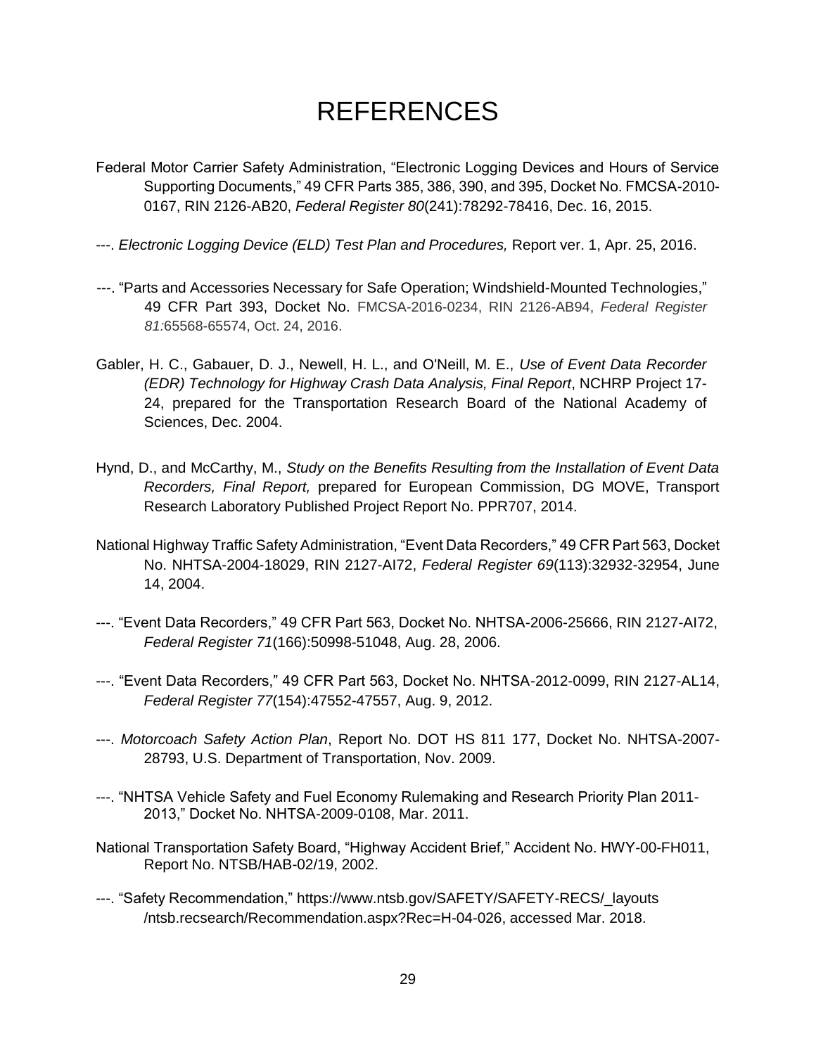# REFERENCES

Federal Motor Carrier Safety Administration, "Electronic Logging Devices and Hours of Service Supporting Documents," 49 CFR Parts 385, 386, 390, and 395, Docket No. FMCSA-2010-0167, RIN 2126-AB20, *Federal Register 80*(241):78292-78416, Dec. 16, 2015.

---. *Electronic Logging Device (ELD) Test Plan and Procedures,* Report ver. 1, Apr. 25, 2016.

---. "Parts and Accessories Necessary for Safe Operation; Windshield-Mounted Technologies," 49 CFR Part 393, Docket No. FMCSA-2016-0234, RIN 2126-AB94, *Federal Register 81:*65568-65574, Oct. 24, 2016.

Gabler, H. C., Gabauer, D. J., Newell, H. L., and O'Neill, M. E., *Use of Event Data Recorder (EDR) Technology for Highway Crash Data Analysis, Final Report*, NCHRP Project 17-24, prepared for the Transportation Research Board of the National Academy of Sciences, Dec. 2004.

Hynd, D., and McCarthy, M., *Study on the Benefits Resulting from the Installation of Event Data Recorders, Final Report,* prepared for European Commission, DG MOVE, Transport Research Laboratory Published Project Report No. PPR707, 2014.

National Highway Traffic Safety Administration, "Event Data Recorders," 49 CFR Part 563, Docket No. NHTSA-2004-18029, RIN 2127-AI72, *Federal Register 69*(113):32932-32954, June 14, 2004.

---. "Event Data Recorders," 49 CFR Part 563, Docket No. NHTSA-2006-25666, RIN 2127-AI72, *Federal Register 71*(166):50998-51048, Aug. 28, 2006.

---. "Event Data Recorders," 49 CFR Part 563, Docket No. NHTSA-2012-0099, RIN 2127-AL14, *Federal Register 77*(154):47552-47557, Aug. 9, 2012.

---. *Motorcoach Safety Action Plan*, Report No. DOT HS 811 177, Docket No. NHTSA-2007-28793, U.S. Department of Transportation, Nov. 2009.

---. "NHTSA Vehicle Safety and Fuel Economy Rulemaking and Research Priority Plan 2011-2013," Docket No. NHTSA-2009-0108, Mar. 2011.

National Transportation Safety Board, "Highway Accident Brief," Accident No. HWY-00-FH011, Report No. NTSB/HAB-02/19, 2002.

---. "Safety Recommendation," https://www.ntsb.gov/SAFETY/SAFETY-RECS/_layouts/ntsb.recsearch/Recommendation.aspx?Rec=H-04-026, accessed Mar. 2018.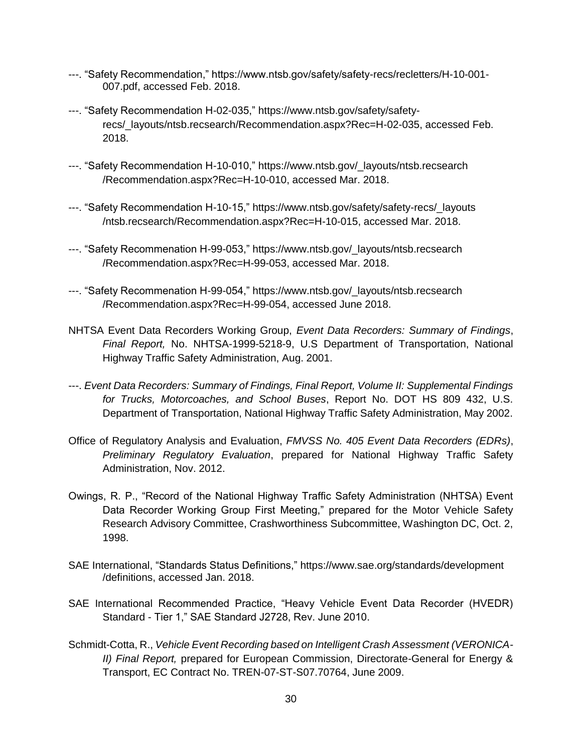---. "Safety Recommendation," https://www.ntsb.gov/safety/safety-recs/recletters/H-10-001-007.pdf, accessed Feb. 2018.

---. "Safety Recommendation H-02-035," https://www.ntsb.gov/safety/safety-recs/_layouts/ntsb.recsearch/Recommendation.aspx?Rec=H-02-035, accessed Feb. 2018.

---. "Safety Recommendation H-10-010," https://www.ntsb.gov/_layouts/ntsb.recsearch/Recommendation.aspx?Rec=H-10-010, accessed Mar. 2018.

---. "Safety Recommendation H-10-15," https://www.ntsb.gov/safety/safety-recs/_layouts/ntsb.recsearch/Recommendation.aspx?Rec=H-10-015, accessed Mar. 2018.

---. "Safety Recommenation H-99-053," https://www.ntsb.gov/_layouts/ntsb.recsearch/Recommendation.aspx?Rec=H-99-053, accessed Mar. 2018.

---. "Safety Recommenation H-99-054," https://www.ntsb.gov/_layouts/ntsb.recsearch/Recommendation.aspx?Rec=H-99-054, accessed June 2018.

NHTSA Event Data Recorders Working Group, *Event Data Recorders: Summary of Findings*, *Final Report,* No. NHTSA-1999-5218-9, U.S Department of Transportation, National Highway Traffic Safety Administration, Aug. 2001.

---. *Event Data Recorders: Summary of Findings, Final Report, Volume II: Supplemental Findings for Trucks, Motorcoaches, and School Buses*, Report No. DOT HS 809 432, U.S. Department of Transportation, National Highway Traffic Safety Administration, May 2002.

Office of Regulatory Analysis and Evaluation, *FMVSS No. 405 Event Data Recorders (EDRs)*, *Preliminary Regulatory Evaluation*, prepared for National Highway Traffic Safety Administration, Nov. 2012.

Owings, R. P., "Record of the National Highway Traffic Safety Administration (NHTSA) Event Data Recorder Working Group First Meeting," prepared for the Motor Vehicle Safety Research Advisory Committee, Crashworthiness Subcommittee, Washington DC, Oct. 2, 1998.

SAE International, "Standards Status Definitions," https://www.sae.org/standards/development/definitions, accessed Jan. 2018.

SAE International Recommended Practice, "Heavy Vehicle Event Data Recorder (HVEDR) Standard - Tier 1," SAE Standard J2728, Rev. June 2010.

Schmidt-Cotta, R., *Vehicle Event Recording based on Intelligent Crash Assessment (VERONICA-II) Final Report,* prepared for European Commission, Directorate-General for Energy & Transport, EC Contract No. TREN-07-ST-S07.70764, June 2009.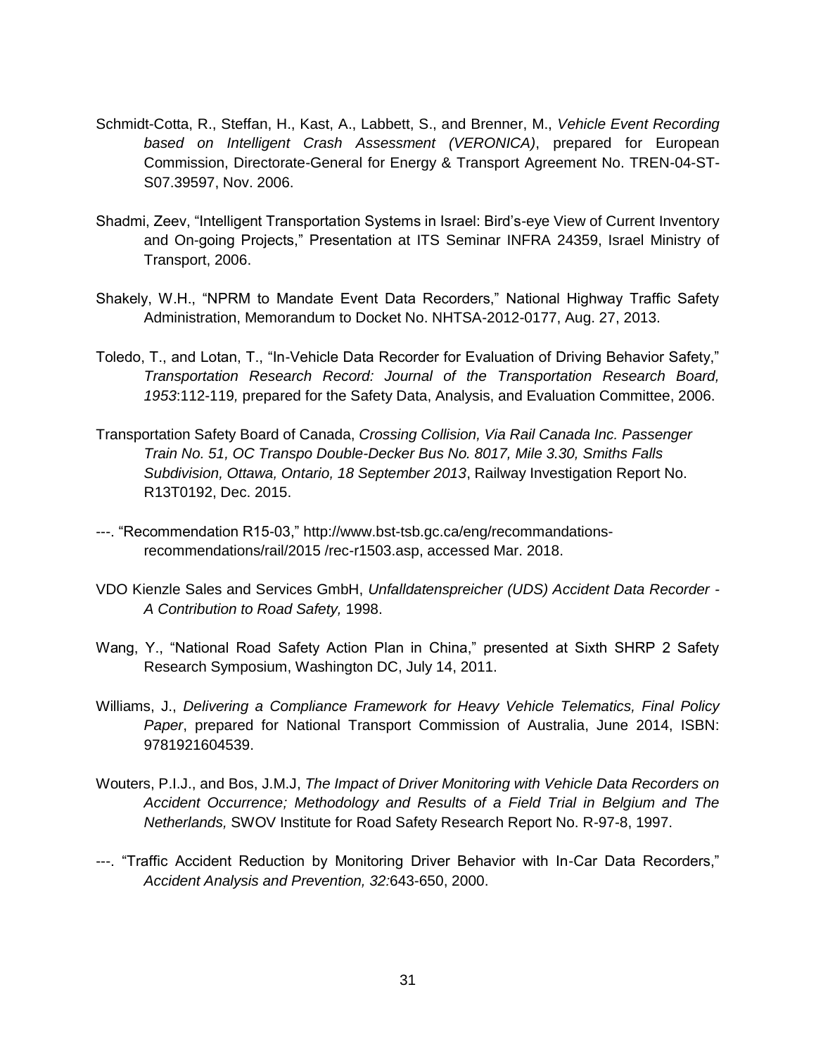Schmidt-Cotta, R., Steffan, H., Kast, A., Labbett, S., and Brenner, M., *Vehicle Event Recording based on Intelligent Crash Assessment (VERONICA)*, prepared for European Commission, Directorate-General for Energy & Transport Agreement No. TREN-04-ST-S07.39597, Nov. 2006.

Shadmi, Zeev, "Intelligent Transportation Systems in Israel: Bird's-eye View of Current Inventory and On-going Projects," Presentation at ITS Seminar INFRA 24359, Israel Ministry of Transport, 2006.

Shakely, W.H., "NPRM to Mandate Event Data Recorders," National Highway Traffic Safety Administration, Memorandum to Docket No. NHTSA-2012-0177, Aug. 27, 2013.

Toledo, T., and Lotan, T., "In-Vehicle Data Recorder for Evaluation of Driving Behavior Safety," *Transportation Research Record: Journal of the Transportation Research Board, 1953*:112-119*,* prepared for the Safety Data, Analysis, and Evaluation Committee, 2006.

Transportation Safety Board of Canada, *Crossing Collision, Via Rail Canada Inc. Passenger Train No. 51, OC Transpo Double-Decker Bus No. 8017, Mile 3.30, Smiths Falls Subdivision, Ottawa, Ontario, 18 September 2013*, Railway Investigation Report No. R13T0192, Dec. 2015.

---. "Recommendation R15-03," http://www.bst-tsb.gc.ca/eng/recommandations-recommendations/rail/2015 /rec-r1503.asp, accessed Mar. 2018.

VDO Kienzle Sales and Services GmbH, *Unfalldatenspreicher (UDS) Accident Data Recorder - A Contribution to Road Safety,* 1998.

Wang, Y., "National Road Safety Action Plan in China," presented at Sixth SHRP 2 Safety Research Symposium, Washington DC, July 14, 2011.

Williams, J., *Delivering a Compliance Framework for Heavy Vehicle Telematics, Final Policy Paper*, prepared for National Transport Commission of Australia, June 2014, ISBN: 9781921604539.

Wouters, P.I.J., and Bos, J.M.J, *The Impact of Driver Monitoring with Vehicle Data Recorders on Accident Occurrence; Methodology and Results of a Field Trial in Belgium and The Netherlands,* SWOV Institute for Road Safety Research Report No. R-97-8, 1997.

---. "Traffic Accident Reduction by Monitoring Driver Behavior with In-Car Data Recorders," *Accident Analysis and Prevention, 32:*643-650, 2000.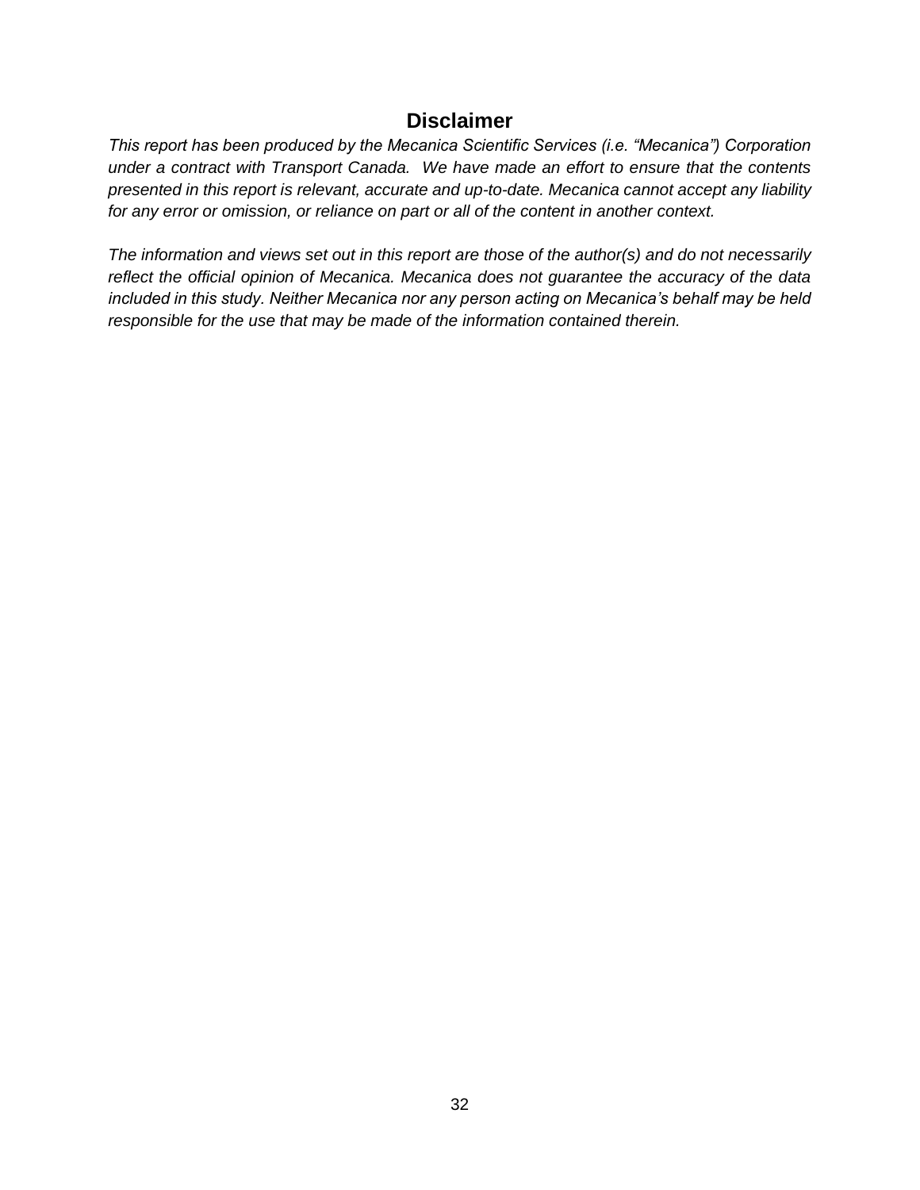## Disclaimer

*This report has been produced by the Mecanica Scientific Services (i.e. "Mecanica") Corporation under a contract with Transport Canada. We have made an effort to ensure that the contents presented in this report is relevant, accurate and up-to-date. Mecanica cannot accept any liability for any error or omission, or reliance on part or all of the content in another context.*

*The information and views set out in this report are those of the author(s) and do not necessarily reflect the official opinion of Mecanica. Mecanica does not guarantee the accuracy of the data included in this study. Neither Mecanica nor any person acting on Mecanica's behalf may be held responsible for the use that may be made of the information contained therein.*